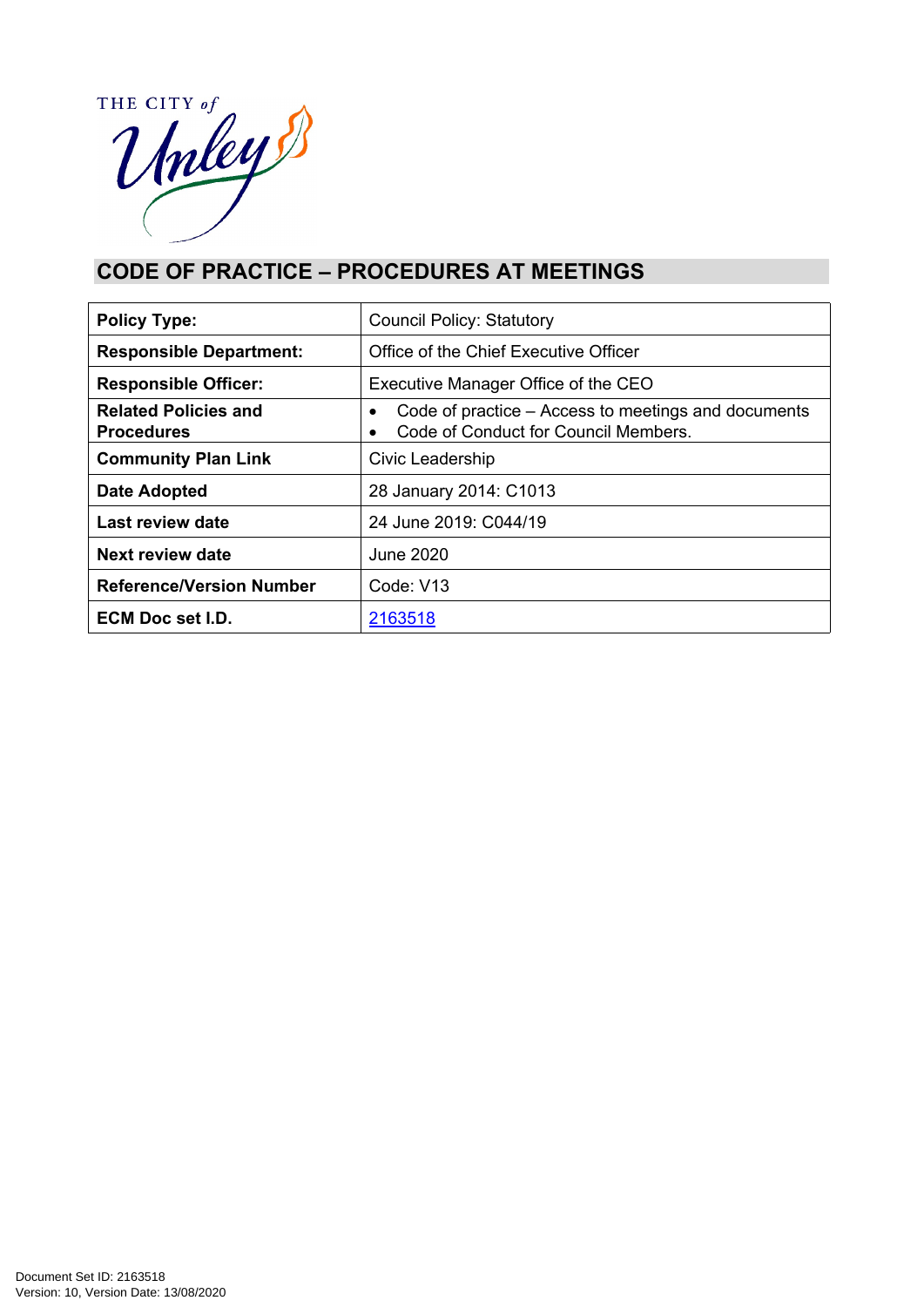THE CITY of Unley

# CODE OF PRACTICE – PROCEDURES AT MEETINGS

| | |
|---|---|
| **Policy Type:** | Council Policy: Statutory |
| **Responsible Department:** | Office of the Chief Executive Officer |
| **Responsible Officer:** | Executive Manager Office of the CEO |
| **Related Policies and Procedures** | • Code of practice – Access to meetings and documents<br>• Code of Conduct for Council Members. |
| **Community Plan Link** | Civic Leadership |
| **Date Adopted** | 28 January 2014: C1013 |
| **Last review date** | 24 June 2019: C044/19 |
| **Next review date** | June 2020 |
| **Reference/Version Number** | Code: V13 |
| **ECM Doc set I.D.** | 2163518 |

Document Set ID: 2163518
Version: 10, Version Date: 13/08/2020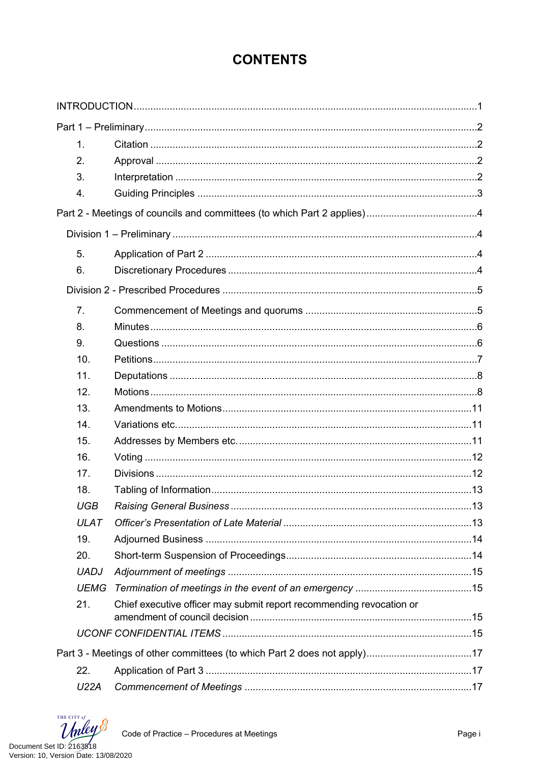# CONTENTS

INTRODUCTION .......... 1

Part 1 – Preliminary .......... 2

1. Citation .......... 2
2. Approval .......... 2
3. Interpretation .......... 2
4. Guiding Principles .......... 3

Part 2 - Meetings of councils and committees (to which Part 2 applies) .......... 4

Division 1 – Preliminary .......... 4

5. Application of Part 2 .......... 4
6. Discretionary Procedures .......... 4

Division 2 - Prescribed Procedures .......... 5

7. Commencement of Meetings and quorums .......... 5
8. Minutes .......... 6
9. Questions .......... 6
10. Petitions .......... 7
11. Deputations .......... 8
12. Motions .......... 8
13. Amendments to Motions .......... 11
14. Variations etc. .......... 11
15. Addresses by Members etc. .......... 11
16. Voting .......... 12
17. Divisions .......... 12
18. Tabling of Information .......... 13

*UGB* *Raising General Business* .......... 13

*ULAT* *Officer's Presentation of Late Material* .......... 13

19. Adjourned Business .......... 14
20. Short-term Suspension of Proceedings .......... 14

*UADJ* *Adjournment of meetings* .......... 15

*UEMG* *Termination of meetings in the event of an emergency* .......... 15

21. Chief executive officer may submit report recommending revocation or amendment of council decision .......... 15

*UCONF CONFIDENTIAL ITEMS* .......... 15

Part 3 - Meetings of other committees (to which Part 2 does not apply) .......... 17

22. Application of Part 3 .......... 17

*U22A* *Commencement of Meetings* .......... 17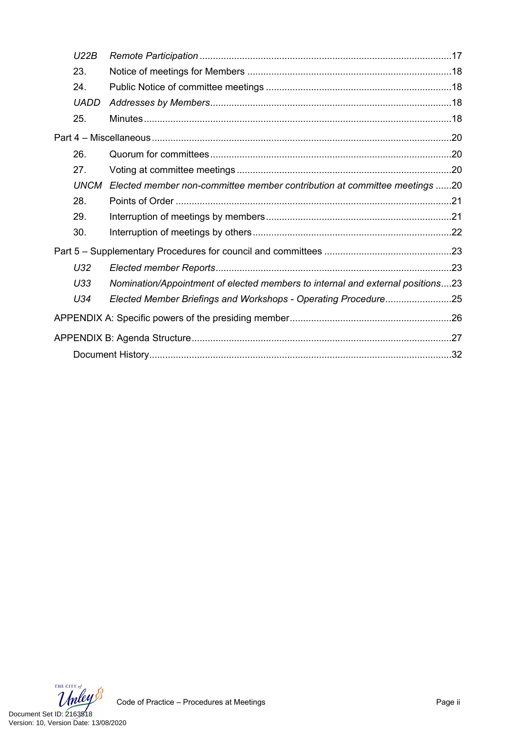*U22B* *Remote Participation* ........................................................................................17

23. Notice of meetings for Members ......................................................................18

24. Public Notice of committee meetings ...............................................................18

*UADD* *Addresses by Members*..................................................................................18

25. Minutes..............................................................................................................18

Part 4 – Miscellaneous...........................................................................................................20

26. Quorum for committees......................................................................................20

27. Voting at committee meetings ...........................................................................20

*UNCM* *Elected member non-committee member contribution at committee meetings* ......20

28. Points of Order ..................................................................................................21

29. Interruption of meetings by members................................................................21

30. Interruption of meetings by others.....................................................................22

Part 5 – Supplementary Procedures for council and committees ..........................................23

*U32* *Elected member Reports*...................................................................................23

*U33* *Nomination/Appointment of elected members to internal and external positions*....23

*U34* *Elected Member Briefings and Workshops - Operating Procedure*........................25

APPENDIX A: Specific powers of the presiding member.......................................................26

APPENDIX B: Agenda Structure............................................................................................27

Document History............................................................................................................32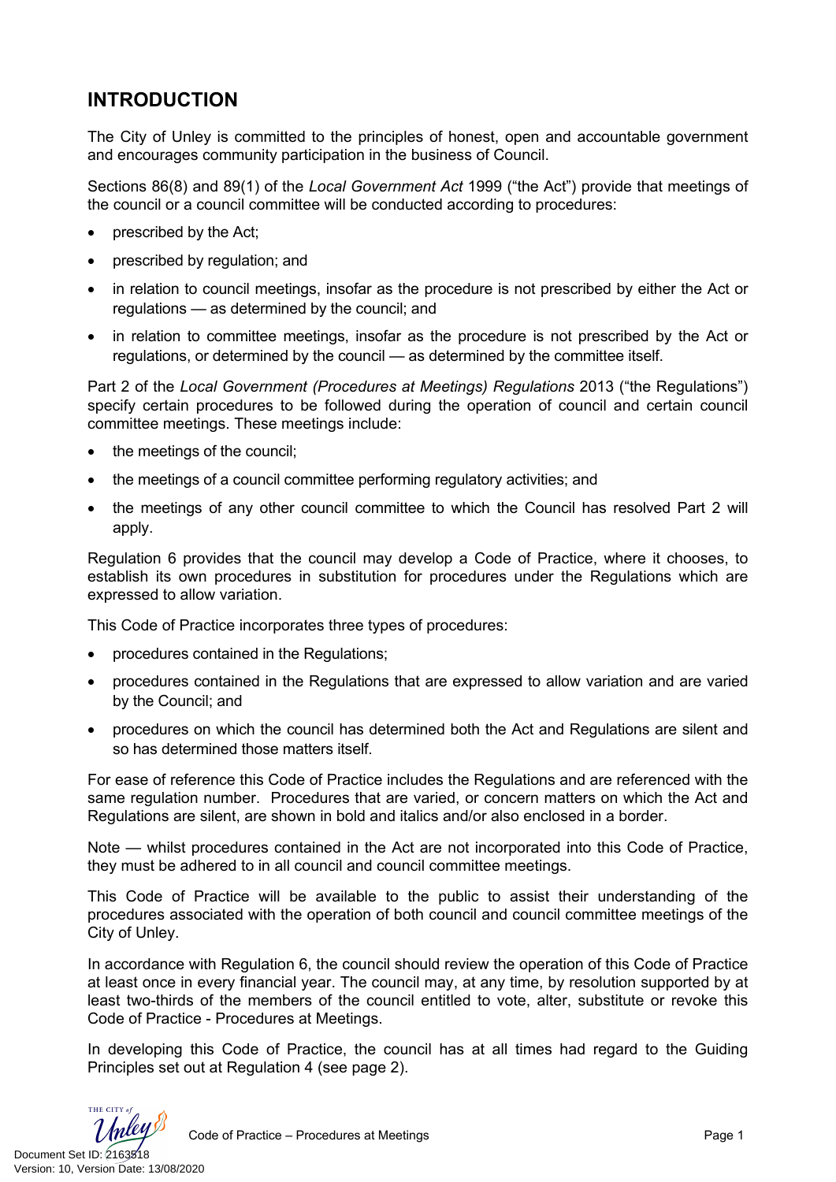## INTRODUCTION

The City of Unley is committed to the principles of honest, open and accountable government and encourages community participation in the business of Council.

Sections 86(8) and 89(1) of the *Local Government Act* 1999 ("the Act") provide that meetings of the council or a council committee will be conducted according to procedures:

- prescribed by the Act;
- prescribed by regulation; and
- in relation to council meetings, insofar as the procedure is not prescribed by either the Act or regulations — as determined by the council; and
- in relation to committee meetings, insofar as the procedure is not prescribed by the Act or regulations, or determined by the council — as determined by the committee itself.

Part 2 of the *Local Government (Procedures at Meetings) Regulations* 2013 ("the Regulations") specify certain procedures to be followed during the operation of council and certain council committee meetings. These meetings include:

- the meetings of the council;
- the meetings of a council committee performing regulatory activities; and
- the meetings of any other council committee to which the Council has resolved Part 2 will apply.

Regulation 6 provides that the council may develop a Code of Practice, where it chooses, to establish its own procedures in substitution for procedures under the Regulations which are expressed to allow variation.

This Code of Practice incorporates three types of procedures:

- procedures contained in the Regulations;
- procedures contained in the Regulations that are expressed to allow variation and are varied by the Council; and
- procedures on which the council has determined both the Act and Regulations are silent and so has determined those matters itself.

For ease of reference this Code of Practice includes the Regulations and are referenced with the same regulation number. Procedures that are varied, or concern matters on which the Act and Regulations are silent, are shown in bold and italics and/or also enclosed in a border.

Note — whilst procedures contained in the Act are not incorporated into this Code of Practice, they must be adhered to in all council and council committee meetings.

This Code of Practice will be available to the public to assist their understanding of the procedures associated with the operation of both council and council committee meetings of the City of Unley.

In accordance with Regulation 6, the council should review the operation of this Code of Practice at least once in every financial year. The council may, at any time, by resolution supported by at least two-thirds of the members of the council entitled to vote, alter, substitute or revoke this Code of Practice - Procedures at Meetings.

In developing this Code of Practice, the council has at all times had regard to the Guiding Principles set out at Regulation 4 (see page 2).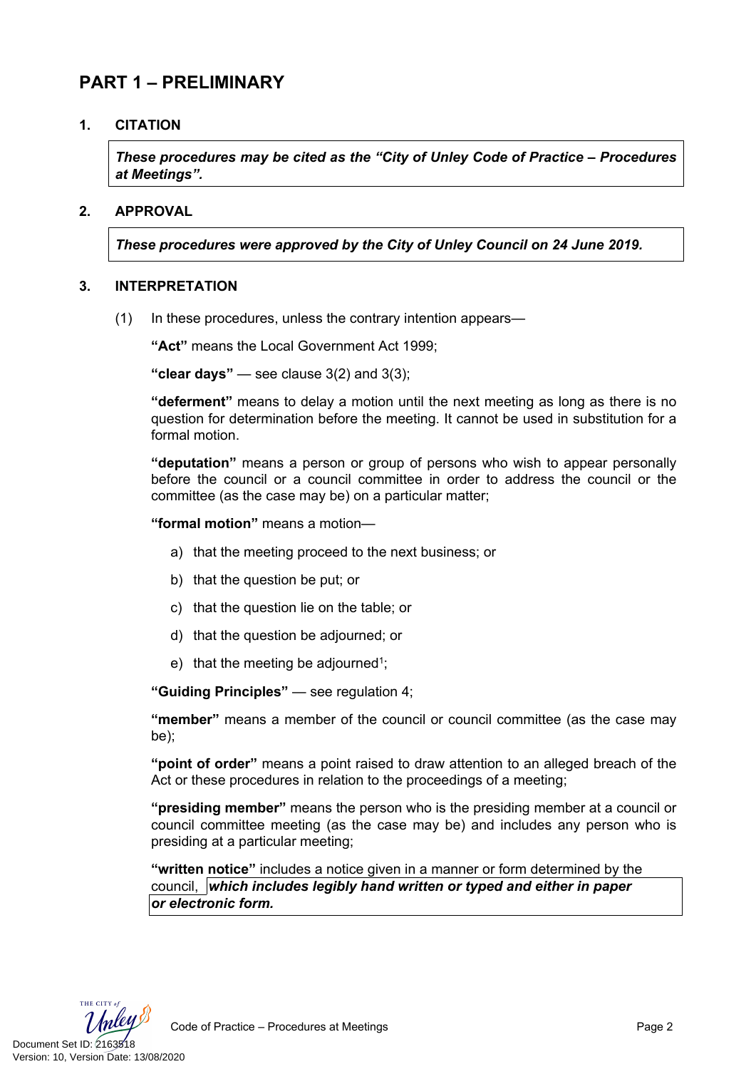# PART 1 – PRELIMINARY

## 1. CITATION

***These procedures may be cited as the "City of Unley Code of Practice – Procedures at Meetings".***

## 2. APPROVAL

***These procedures were approved by the City of Unley Council on 24 June 2019.***

## 3. INTERPRETATION

(1) In these procedures, unless the contrary intention appears—

**"Act"** means the Local Government Act 1999;

**"clear days"** — see clause 3(2) and 3(3);

**"deferment"** means to delay a motion until the next meeting as long as there is no question for determination before the meeting. It cannot be used in substitution for a formal motion.

**"deputation"** means a person or group of persons who wish to appear personally before the council or a council committee in order to address the council or the committee (as the case may be) on a particular matter;

**"formal motion"** means a motion—

a) that the meeting proceed to the next business; or

b) that the question be put; or

c) that the question lie on the table; or

d) that the question be adjourned; or

e) that the meeting be adjourned[1];

**"Guiding Principles"** — see regulation 4;

**"member"** means a member of the council or council committee (as the case may be);

**"point of order"** means a point raised to draw attention to an alleged breach of the Act or these procedures in relation to the proceedings of a meeting;

**"presiding member"** means the person who is the presiding member at a council or council committee meeting (as the case may be) and includes any person who is presiding at a particular meeting;

**"written notice"** includes a notice given in a manner or form determined by the council, ***which includes legibly hand written or typed and either in paper or electronic form.***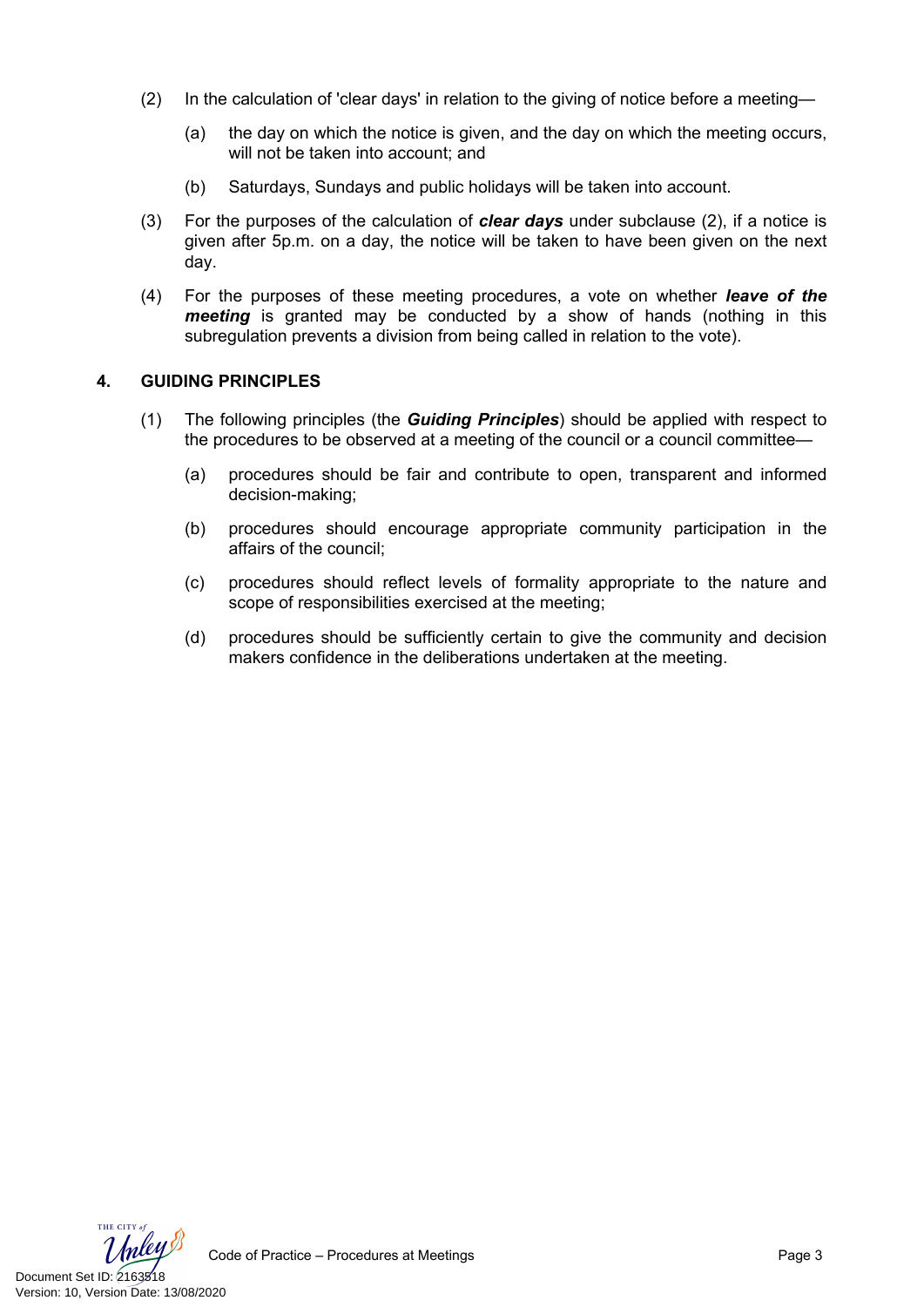(2) In the calculation of 'clear days' in relation to the giving of notice before a meeting—

(a) the day on which the notice is given, and the day on which the meeting occurs, will not be taken into account; and

(b) Saturdays, Sundays and public holidays will be taken into account.

(3) For the purposes of the calculation of ***clear days*** under subclause (2), if a notice is given after 5p.m. on a day, the notice will be taken to have been given on the next day.

(4) For the purposes of these meeting procedures, a vote on whether ***leave of the meeting*** is granted may be conducted by a show of hands (nothing in this subregulation prevents a division from being called in relation to the vote).

## 4. GUIDING PRINCIPLES

(1) The following principles (the ***Guiding Principles***) should be applied with respect to the procedures to be observed at a meeting of the council or a council committee—

(a) procedures should be fair and contribute to open, transparent and informed decision-making;

(b) procedures should encourage appropriate community participation in the affairs of the council;

(c) procedures should reflect levels of formality appropriate to the nature and scope of responsibilities exercised at the meeting;

(d) procedures should be sufficiently certain to give the community and decision makers confidence in the deliberations undertaken at the meeting.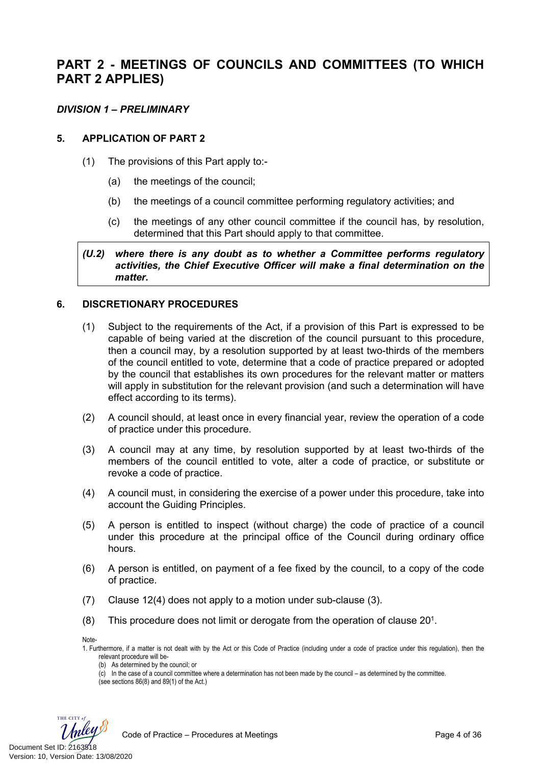# PART 2 - MEETINGS OF COUNCILS AND COMMITTEES (TO WHICH PART 2 APPLIES)

### *DIVISION 1 – PRELIMINARY*

#### 5. APPLICATION OF PART 2

(1) The provisions of this Part apply to:-

(a) the meetings of the council;

(b) the meetings of a council committee performing regulatory activities; and

(c) the meetings of any other council committee if the council has, by resolution, determined that this Part should apply to that committee.

> ***(U.2) where there is any doubt as to whether a Committee performs regulatory activities, the Chief Executive Officer will make a final determination on the matter.***

#### 6. DISCRETIONARY PROCEDURES

(1) Subject to the requirements of the Act, if a provision of this Part is expressed to be capable of being varied at the discretion of the council pursuant to this procedure, then a council may, by a resolution supported by at least two-thirds of the members of the council entitled to vote, determine that a code of practice prepared or adopted by the council that establishes its own procedures for the relevant matter or matters will apply in substitution for the relevant provision (and such a determination will have effect according to its terms).

(2) A council should, at least once in every financial year, review the operation of a code of practice under this procedure.

(3) A council may at any time, by resolution supported by at least two-thirds of the members of the council entitled to vote, alter a code of practice, or substitute or revoke a code of practice.

(4) A council must, in considering the exercise of a power under this procedure, take into account the Guiding Principles.

(5) A person is entitled to inspect (without charge) the code of practice of a council under this procedure at the principal office of the Council during ordinary office hours.

(6) A person is entitled, on payment of a fee fixed by the council, to a copy of the code of practice.

(7) Clause 12(4) does not apply to a motion under sub-clause (3).

(8) This procedure does not limit or derogate from the operation of clause 20[1].

Note-

1. Furthermore, if a matter is not dealt with by the Act or this Code of Practice (including under a code of practice under this regulation), then the relevant procedure will be-
   - (b) As determined by the council; or
   - (c) In the case of a council committee where a determination has not been made by the council – as determined by the committee.
   
   (see sections 86(8) and 89(1) of the Act.)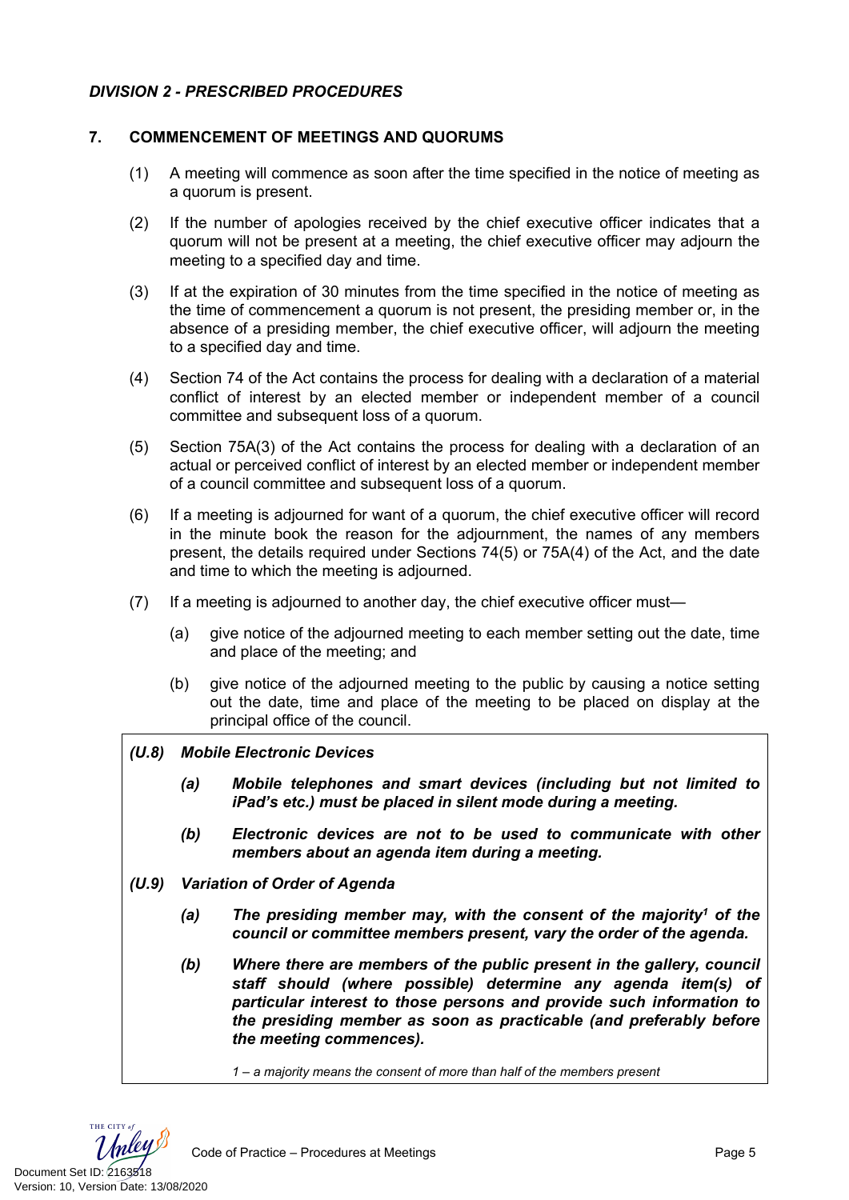*DIVISION 2 - PRESCRIBED PROCEDURES*

## 7. COMMENCEMENT OF MEETINGS AND QUORUMS

(1) A meeting will commence as soon after the time specified in the notice of meeting as a quorum is present.

(2) If the number of apologies received by the chief executive officer indicates that a quorum will not be present at a meeting, the chief executive officer may adjourn the meeting to a specified day and time.

(3) If at the expiration of 30 minutes from the time specified in the notice of meeting as the time of commencement a quorum is not present, the presiding member or, in the absence of a presiding member, the chief executive officer, will adjourn the meeting to a specified day and time.

(4) Section 74 of the Act contains the process for dealing with a declaration of a material conflict of interest by an elected member or independent member of a council committee and subsequent loss of a quorum.

(5) Section 75A(3) of the Act contains the process for dealing with a declaration of an actual or perceived conflict of interest by an elected member or independent member of a council committee and subsequent loss of a quorum.

(6) If a meeting is adjourned for want of a quorum, the chief executive officer will record in the minute book the reason for the adjournment, the names of any members present, the details required under Sections 74(5) or 75A(4) of the Act, and the date and time to which the meeting is adjourned.

(7) If a meeting is adjourned to another day, the chief executive officer must—

(a) give notice of the adjourned meeting to each member setting out the date, time and place of the meeting; and

(b) give notice of the adjourned meeting to the public by causing a notice setting out the date, time and place of the meeting to be placed on display at the principal office of the council.

***(U.8) Mobile Electronic Devices***

***(a) Mobile telephones and smart devices (including but not limited to iPad's etc.) must be placed in silent mode during a meeting.***

***(b) Electronic devices are not to be used to communicate with other members about an agenda item during a meeting.***

***(U.9) Variation of Order of Agenda***

***(a) The presiding member may, with the consent of the majority[1] of the council or committee members present, vary the order of the agenda.***

***(b) Where there are members of the public present in the gallery, council staff should (where possible) determine any agenda item(s) of particular interest to those persons and provide such information to the presiding member as soon as practicable (and preferably before the meeting commences).***

*1 – a majority means the consent of more than half of the members present*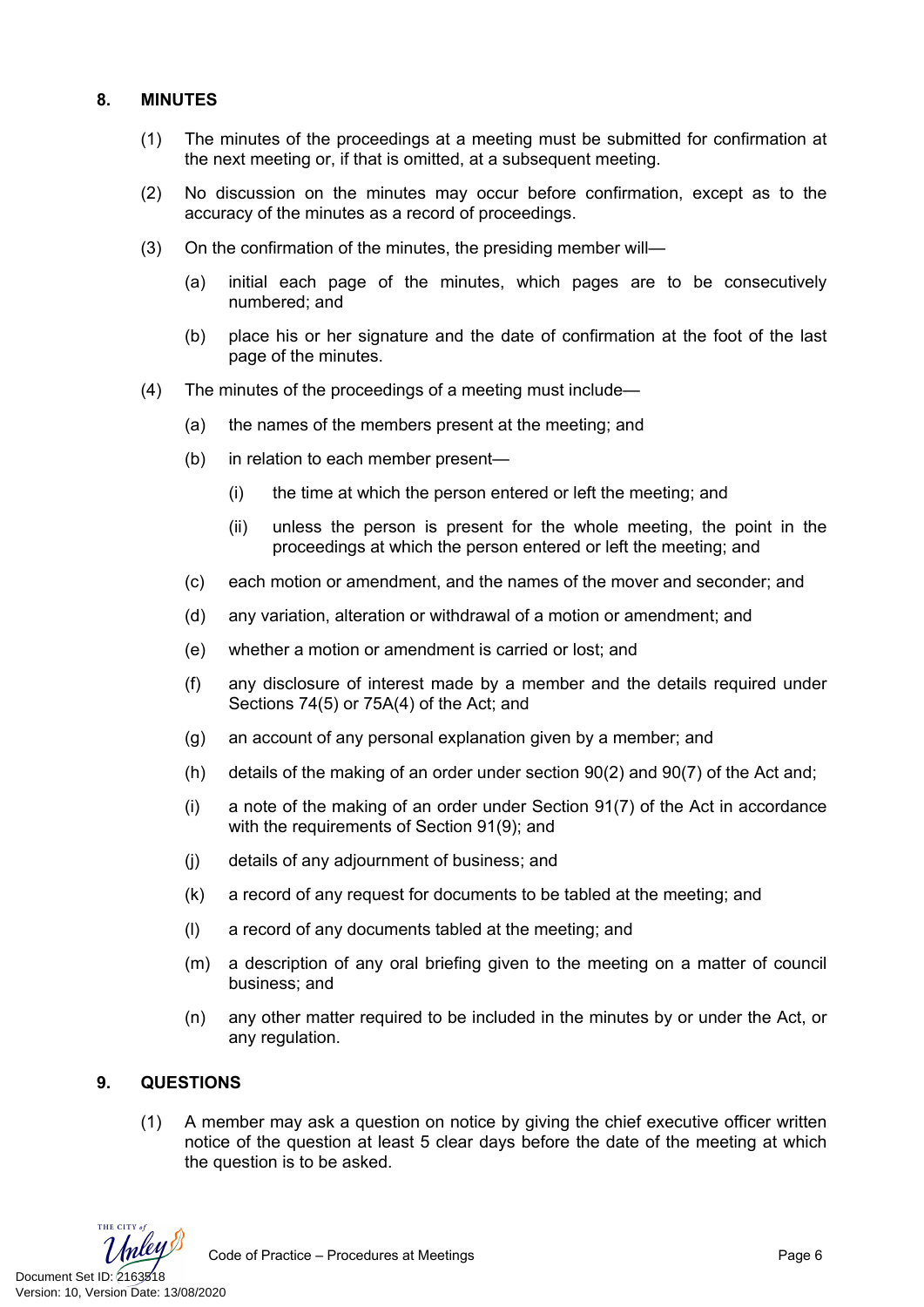## 8. MINUTES

(1) The minutes of the proceedings at a meeting must be submitted for confirmation at the next meeting or, if that is omitted, at a subsequent meeting.

(2) No discussion on the minutes may occur before confirmation, except as to the accuracy of the minutes as a record of proceedings.

(3) On the confirmation of the minutes, the presiding member will—

- (a) initial each page of the minutes, which pages are to be consecutively numbered; and
- (b) place his or her signature and the date of confirmation at the foot of the last page of the minutes.

(4) The minutes of the proceedings of a meeting must include—

- (a) the names of the members present at the meeting; and
- (b) in relation to each member present—
  - (i) the time at which the person entered or left the meeting; and
  - (ii) unless the person is present for the whole meeting, the point in the proceedings at which the person entered or left the meeting; and
- (c) each motion or amendment, and the names of the mover and seconder; and
- (d) any variation, alteration or withdrawal of a motion or amendment; and
- (e) whether a motion or amendment is carried or lost; and
- (f) any disclosure of interest made by a member and the details required under Sections 74(5) or 75A(4) of the Act; and
- (g) an account of any personal explanation given by a member; and
- (h) details of the making of an order under section 90(2) and 90(7) of the Act and;
- (i) a note of the making of an order under Section 91(7) of the Act in accordance with the requirements of Section 91(9); and
- (j) details of any adjournment of business; and
- (k) a record of any request for documents to be tabled at the meeting; and
- (l) a record of any documents tabled at the meeting; and
- (m) a description of any oral briefing given to the meeting on a matter of council business; and
- (n) any other matter required to be included in the minutes by or under the Act, or any regulation.

## 9. QUESTIONS

(1) A member may ask a question on notice by giving the chief executive officer written notice of the question at least 5 clear days before the date of the meeting at which the question is to be asked.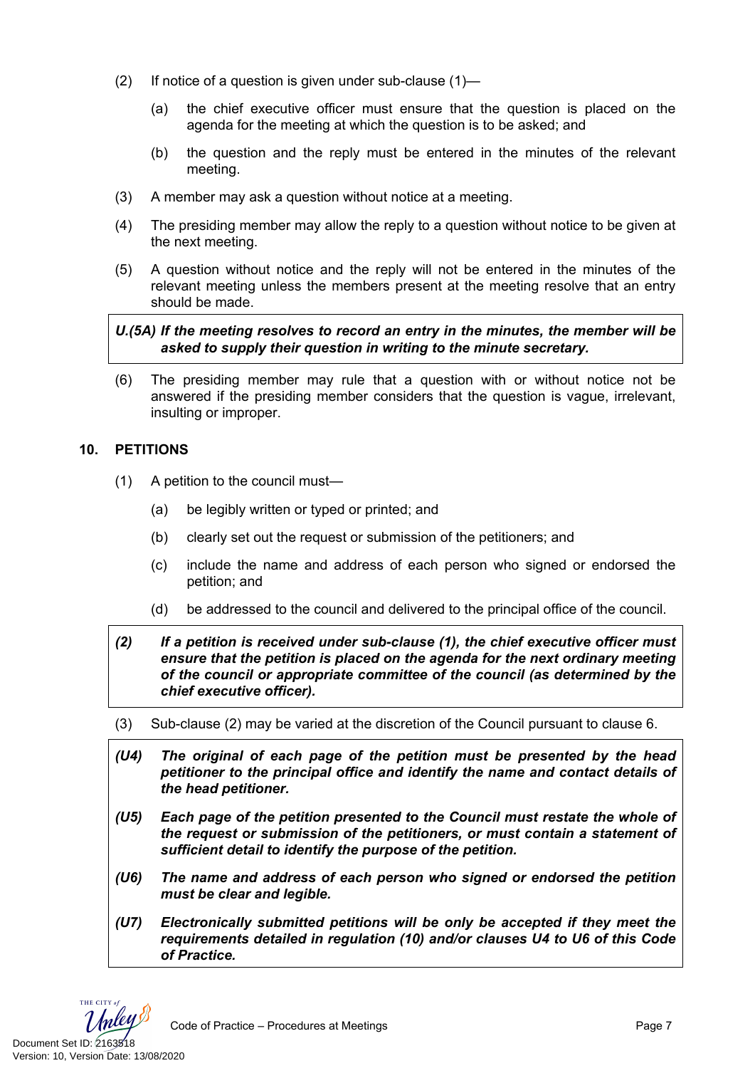(2) If notice of a question is given under sub-clause (1)—

(a) the chief executive officer must ensure that the question is placed on the agenda for the meeting at which the question is to be asked; and

(b) the question and the reply must be entered in the minutes of the relevant meeting.

(3) A member may ask a question without notice at a meeting.

(4) The presiding member may allow the reply to a question without notice to be given at the next meeting.

(5) A question without notice and the reply will not be entered in the minutes of the relevant meeting unless the members present at the meeting resolve that an entry should be made.

***U.(5A) If the meeting resolves to record an entry in the minutes, the member will be asked to supply their question in writing to the minute secretary.***

(6) The presiding member may rule that a question with or without notice not be answered if the presiding member considers that the question is vague, irrelevant, insulting or improper.

## 10. PETITIONS

(1) A petition to the council must—

(a) be legibly written or typed or printed; and

(b) clearly set out the request or submission of the petitioners; and

(c) include the name and address of each person who signed or endorsed the petition; and

(d) be addressed to the council and delivered to the principal office of the council.

***(2) If a petition is received under sub-clause (1), the chief executive officer must ensure that the petition is placed on the agenda for the next ordinary meeting of the council or appropriate committee of the council (as determined by the chief executive officer).***

(3) Sub-clause (2) may be varied at the discretion of the Council pursuant to clause 6.

***(U4) The original of each page of the petition must be presented by the head petitioner to the principal office and identify the name and contact details of the head petitioner.***

***(U5) Each page of the petition presented to the Council must restate the whole of the request or submission of the petitioners, or must contain a statement of sufficient detail to identify the purpose of the petition.***

***(U6) The name and address of each person who signed or endorsed the petition must be clear and legible.***

***(U7) Electronically submitted petitions will be only be accepted if they meet the requirements detailed in regulation (10) and/or clauses U4 to U6 of this Code of Practice.***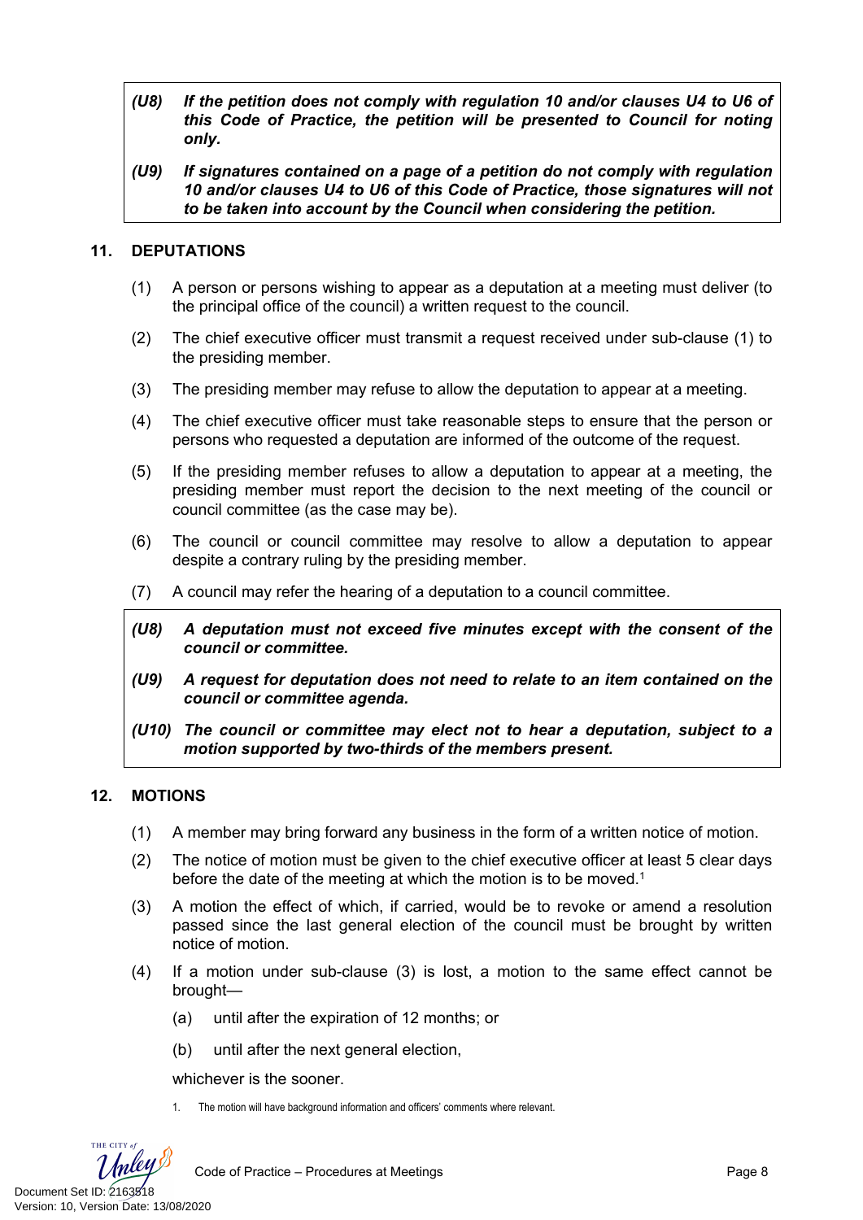***(U8) If the petition does not comply with regulation 10 and/or clauses U4 to U6 of this Code of Practice, the petition will be presented to Council for noting only.***

***(U9) If signatures contained on a page of a petition do not comply with regulation 10 and/or clauses U4 to U6 of this Code of Practice, those signatures will not to be taken into account by the Council when considering the petition.***

## 11. DEPUTATIONS

(1) A person or persons wishing to appear as a deputation at a meeting must deliver (to the principal office of the council) a written request to the council.

(2) The chief executive officer must transmit a request received under sub-clause (1) to the presiding member.

(3) The presiding member may refuse to allow the deputation to appear at a meeting.

(4) The chief executive officer must take reasonable steps to ensure that the person or persons who requested a deputation are informed of the outcome of the request.

(5) If the presiding member refuses to allow a deputation to appear at a meeting, the presiding member must report the decision to the next meeting of the council or council committee (as the case may be).

(6) The council or council committee may resolve to allow a deputation to appear despite a contrary ruling by the presiding member.

(7) A council may refer the hearing of a deputation to a council committee.

***(U8) A deputation must not exceed five minutes except with the consent of the council or committee.***

***(U9) A request for deputation does not need to relate to an item contained on the council or committee agenda.***

***(U10) The council or committee may elect not to hear a deputation, subject to a motion supported by two-thirds of the members present.***

## 12. MOTIONS

(1) A member may bring forward any business in the form of a written notice of motion.

(2) The notice of motion must be given to the chief executive officer at least 5 clear days before the date of the meeting at which the motion is to be moved.[1]

(3) A motion the effect of which, if carried, would be to revoke or amend a resolution passed since the last general election of the council must be brought by written notice of motion.

(4) If a motion under sub-clause (3) is lost, a motion to the same effect cannot be brought—

(a) until after the expiration of 12 months; or

(b) until after the next general election,

whichever is the sooner.

1. The motion will have background information and officers' comments where relevant.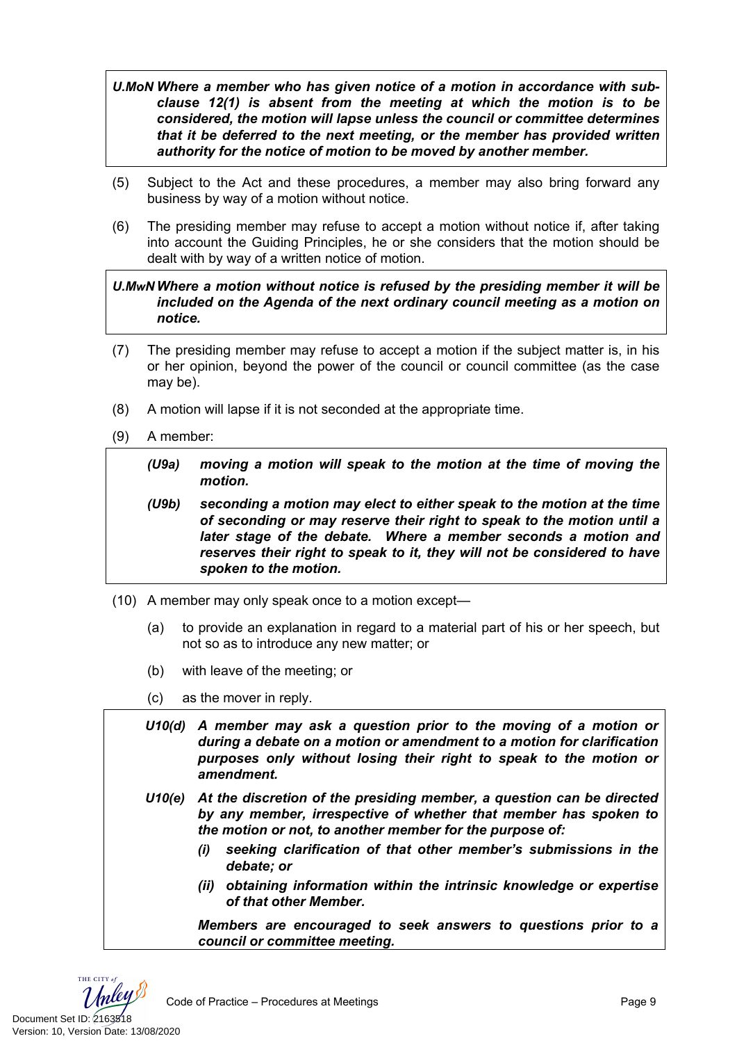***U.MoN Where a member who has given notice of a motion in accordance with sub-clause 12(1) is absent from the meeting at which the motion is to be considered, the motion will lapse unless the council or committee determines that it be deferred to the next meeting, or the member has provided written authority for the notice of motion to be moved by another member.***

(5) Subject to the Act and these procedures, a member may also bring forward any business by way of a motion without notice.

(6) The presiding member may refuse to accept a motion without notice if, after taking into account the Guiding Principles, he or she considers that the motion should be dealt with by way of a written notice of motion.

***U.MwN Where a motion without notice is refused by the presiding member it will be included on the Agenda of the next ordinary council meeting as a motion on notice.***

(7) The presiding member may refuse to accept a motion if the subject matter is, in his or her opinion, beyond the power of the council or council committee (as the case may be).

(8) A motion will lapse if it is not seconded at the appropriate time.

(9) A member:

***(U9a) moving a motion will speak to the motion at the time of moving the motion.***

***(U9b) seconding a motion may elect to either speak to the motion at the time of seconding or may reserve their right to speak to the motion until a later stage of the debate. Where a member seconds a motion and reserves their right to speak to it, they will not be considered to have spoken to the motion.***

(10) A member may only speak once to a motion except—

(a) to provide an explanation in regard to a material part of his or her speech, but not so as to introduce any new matter; or

(b) with leave of the meeting; or

(c) as the mover in reply.

***U10(d) A member may ask a question prior to the moving of a motion or during a debate on a motion or amendment to a motion for clarification purposes only without losing their right to speak to the motion or amendment.***

***U10(e) At the discretion of the presiding member, a question can be directed by any member, irrespective of whether that member has spoken to the motion or not, to another member for the purpose of:***

***(i) seeking clarification of that other member's submissions in the debate; or***

***(ii) obtaining information within the intrinsic knowledge or expertise of that other Member.***

***Members are encouraged to seek answers to questions prior to a council or committee meeting.***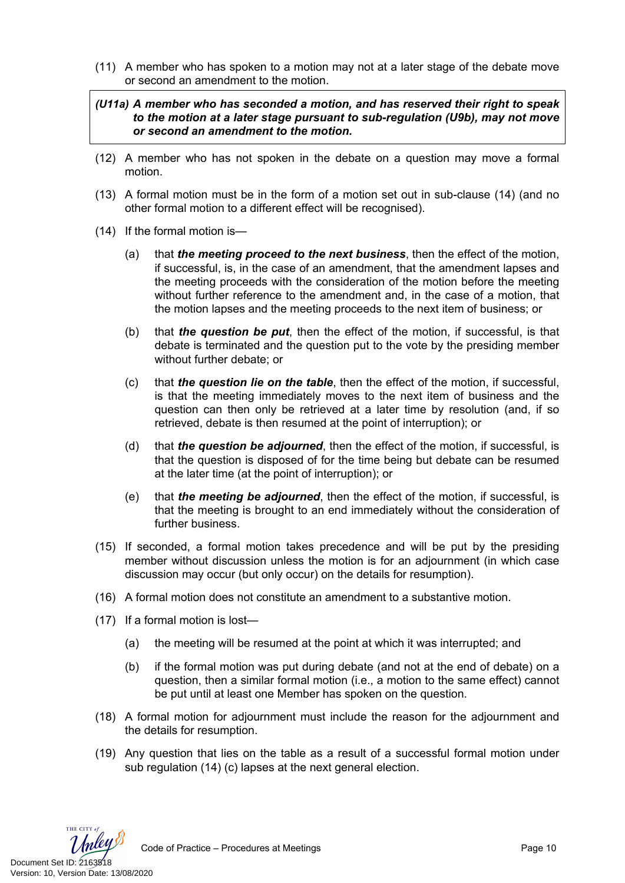(11) A member who has spoken to a motion may not at a later stage of the debate move or second an amendment to the motion.

> ***(U11a) A member who has seconded a motion, and has reserved their right to speak to the motion at a later stage pursuant to sub-regulation (U9b), may not move or second an amendment to the motion.***

(12) A member who has not spoken in the debate on a question may move a formal motion.

(13) A formal motion must be in the form of a motion set out in sub-clause (14) (and no other formal motion to a different effect will be recognised).

(14) If the formal motion is—

   (a) that ***the meeting proceed to the next business***, then the effect of the motion, if successful, is, in the case of an amendment, that the amendment lapses and the meeting proceeds with the consideration of the motion before the meeting without further reference to the amendment and, in the case of a motion, that the motion lapses and the meeting proceeds to the next item of business; or

   (b) that ***the question be put***, then the effect of the motion, if successful, is that debate is terminated and the question put to the vote by the presiding member without further debate; or

   (c) that ***the question lie on the table***, then the effect of the motion, if successful, is that the meeting immediately moves to the next item of business and the question can then only be retrieved at a later time by resolution (and, if so retrieved, debate is then resumed at the point of interruption); or

   (d) that ***the question be adjourned***, then the effect of the motion, if successful, is that the question is disposed of for the time being but debate can be resumed at the later time (at the point of interruption); or

   (e) that ***the meeting be adjourned***, then the effect of the motion, if successful, is that the meeting is brought to an end immediately without the consideration of further business.

(15) If seconded, a formal motion takes precedence and will be put by the presiding member without discussion unless the motion is for an adjournment (in which case discussion may occur (but only occur) on the details for resumption).

(16) A formal motion does not constitute an amendment to a substantive motion.

(17) If a formal motion is lost—

   (a) the meeting will be resumed at the point at which it was interrupted; and

   (b) if the formal motion was put during debate (and not at the end of debate) on a question, then a similar formal motion (i.e., a motion to the same effect) cannot be put until at least one Member has spoken on the question.

(18) A formal motion for adjournment must include the reason for the adjournment and the details for resumption.

(19) Any question that lies on the table as a result of a successful formal motion under sub regulation (14) (c) lapses at the next general election.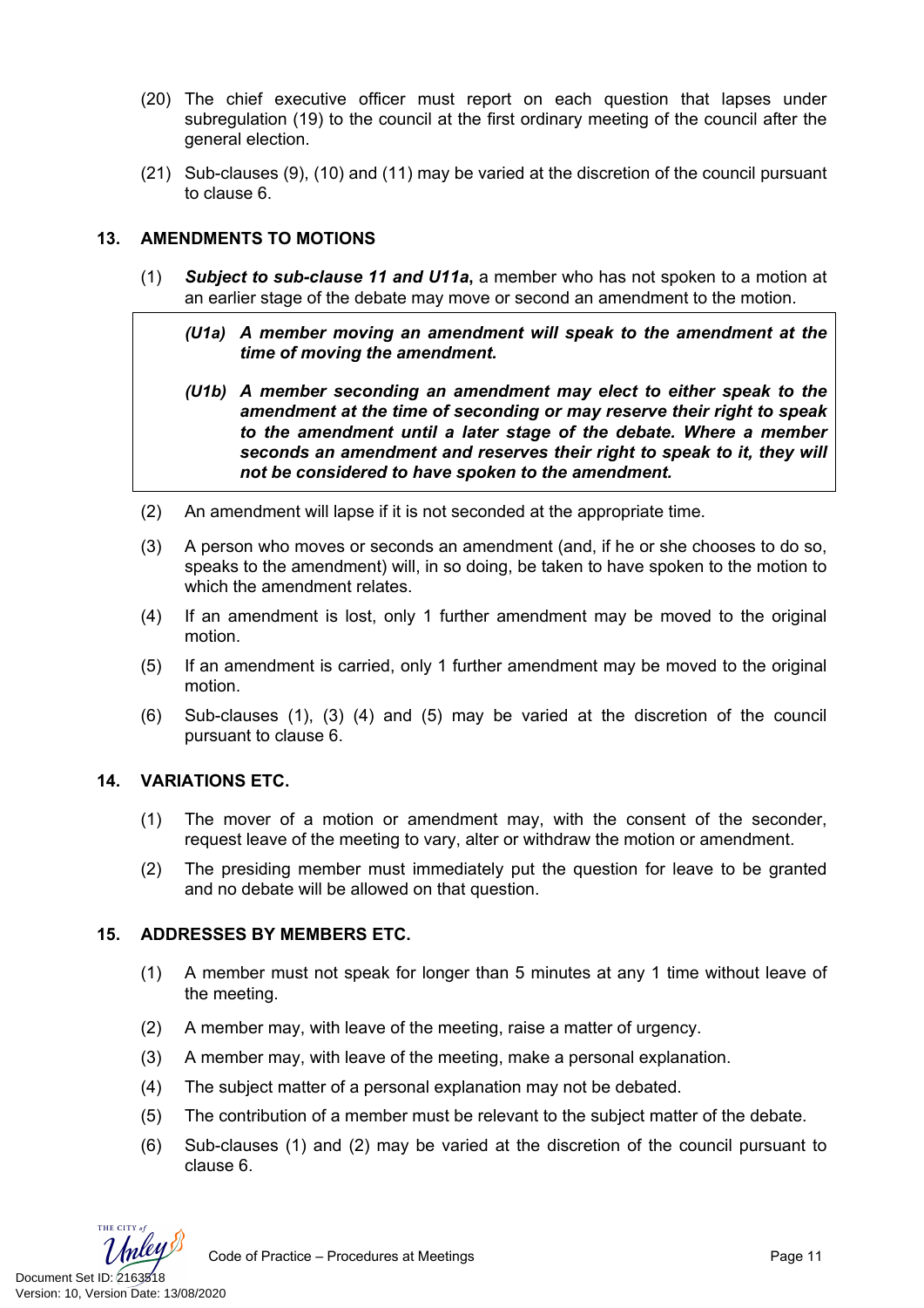(20) The chief executive officer must report on each question that lapses under subregulation (19) to the council at the first ordinary meeting of the council after the general election.

(21) Sub-clauses (9), (10) and (11) may be varied at the discretion of the council pursuant to clause 6.

## 13. AMENDMENTS TO MOTIONS

(1) ***Subject to sub-clause 11 and U11a***, a member who has not spoken to a motion at an earlier stage of the debate may move or second an amendment to the motion.

> ***(U1a) A member moving an amendment will speak to the amendment at the time of moving the amendment.***
>
> ***(U1b) A member seconding an amendment may elect to either speak to the amendment at the time of seconding or may reserve their right to speak to the amendment until a later stage of the debate. Where a member seconds an amendment and reserves their right to speak to it, they will not be considered to have spoken to the amendment.***

(2) An amendment will lapse if it is not seconded at the appropriate time.

(3) A person who moves or seconds an amendment (and, if he or she chooses to do so, speaks to the amendment) will, in so doing, be taken to have spoken to the motion to which the amendment relates.

(4) If an amendment is lost, only 1 further amendment may be moved to the original motion.

(5) If an amendment is carried, only 1 further amendment may be moved to the original motion.

(6) Sub-clauses (1), (3) (4) and (5) may be varied at the discretion of the council pursuant to clause 6.

## 14. VARIATIONS ETC.

(1) The mover of a motion or amendment may, with the consent of the seconder, request leave of the meeting to vary, alter or withdraw the motion or amendment.

(2) The presiding member must immediately put the question for leave to be granted and no debate will be allowed on that question.

## 15. ADDRESSES BY MEMBERS ETC.

(1) A member must not speak for longer than 5 minutes at any 1 time without leave of the meeting.

(2) A member may, with leave of the meeting, raise a matter of urgency.

(3) A member may, with leave of the meeting, make a personal explanation.

(4) The subject matter of a personal explanation may not be debated.

(5) The contribution of a member must be relevant to the subject matter of the debate.

(6) Sub-clauses (1) and (2) may be varied at the discretion of the council pursuant to clause 6.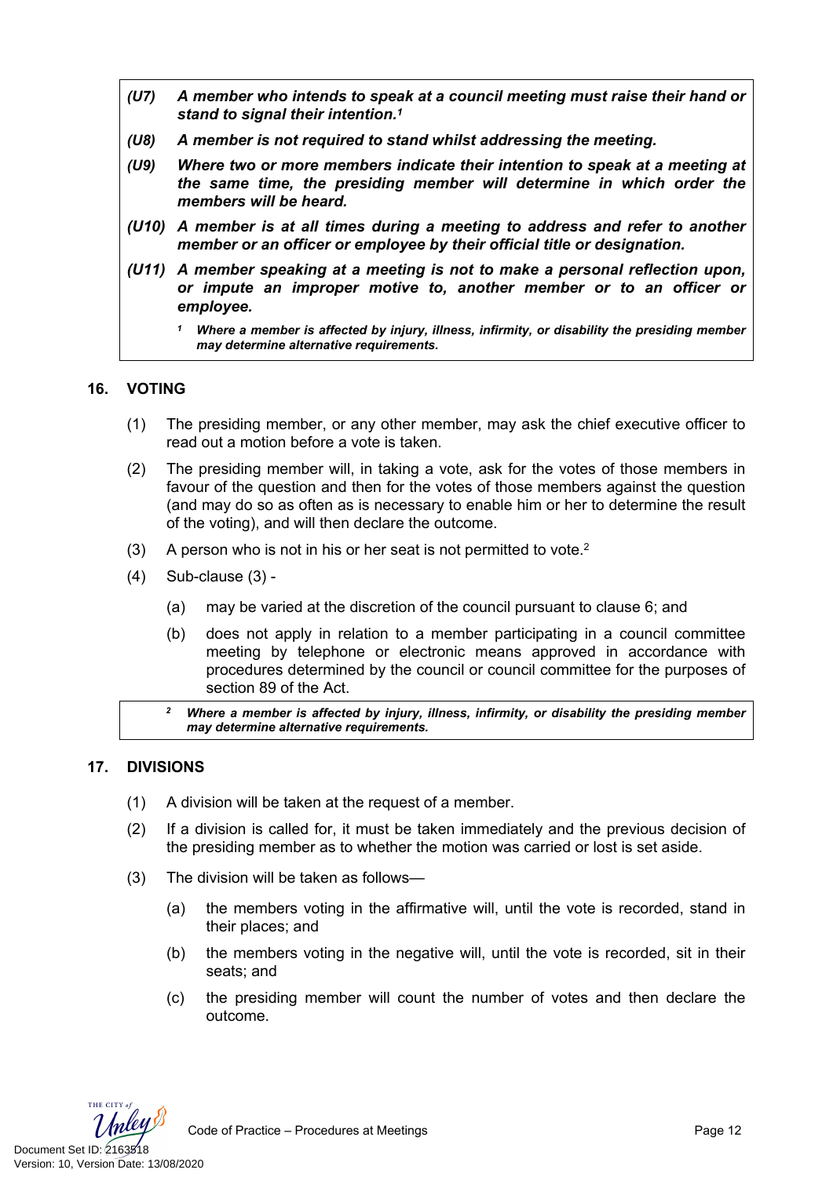***(U7) A member who intends to speak at a council meeting must raise their hand or stand to signal their intention.[1]***

***(U8) A member is not required to stand whilst addressing the meeting.***

***(U9) Where two or more members indicate their intention to speak at a meeting at the same time, the presiding member will determine in which order the members will be heard.***

***(U10) A member is at all times during a meeting to address and refer to another member or an officer or employee by their official title or designation.***

***(U11) A member speaking at a meeting is not to make a personal reflection upon, or impute an improper motive to, another member or to an officer or employee.***

***[1] Where a member is affected by injury, illness, infirmity, or disability the presiding member may determine alternative requirements.***

## 16. VOTING

(1) The presiding member, or any other member, may ask the chief executive officer to read out a motion before a vote is taken.

(2) The presiding member will, in taking a vote, ask for the votes of those members in favour of the question and then for the votes of those members against the question (and may do so as often as is necessary to enable him or her to determine the result of the voting), and will then declare the outcome.

(3) A person who is not in his or her seat is not permitted to vote.[2]

(4) Sub-clause (3) -

(a) may be varied at the discretion of the council pursuant to clause 6; and

(b) does not apply in relation to a member participating in a council committee meeting by telephone or electronic means approved in accordance with procedures determined by the council or council committee for the purposes of section 89 of the Act.

***[2] Where a member is affected by injury, illness, infirmity, or disability the presiding member may determine alternative requirements.***

## 17. DIVISIONS

(1) A division will be taken at the request of a member.

(2) If a division is called for, it must be taken immediately and the previous decision of the presiding member as to whether the motion was carried or lost is set aside.

(3) The division will be taken as follows—

(a) the members voting in the affirmative will, until the vote is recorded, stand in their places; and

(b) the members voting in the negative will, until the vote is recorded, sit in their seats; and

(c) the presiding member will count the number of votes and then declare the outcome.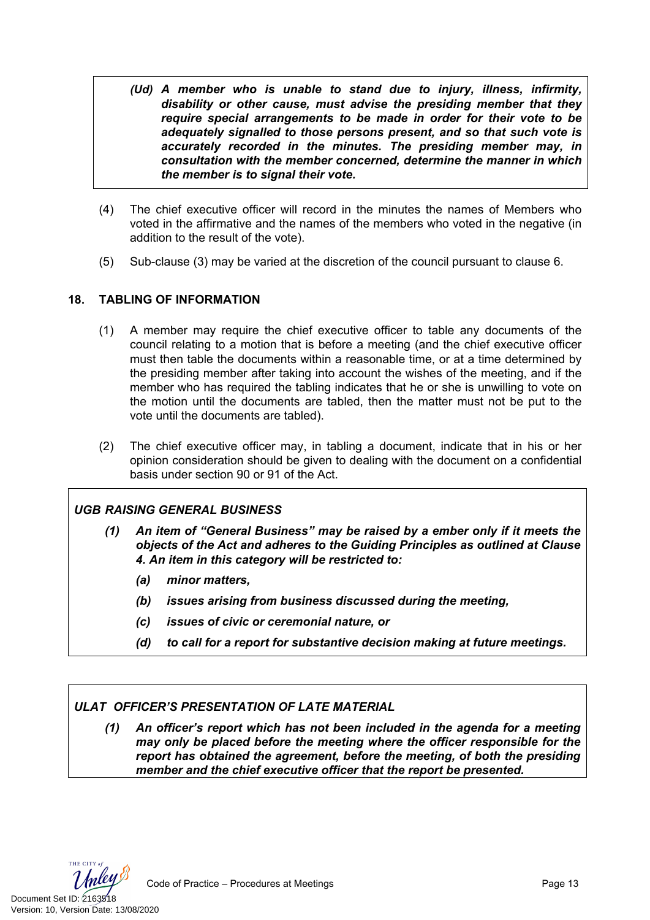*(Ud) **A member who is unable to stand due to injury, illness, infirmity, disability or other cause, must advise the presiding member that they require special arrangements to be made in order for their vote to be adequately signalled to those persons present, and so that such vote is accurately recorded in the minutes. The presiding member may, in consultation with the member concerned, determine the manner in which the member is to signal their vote.***

(4) The chief executive officer will record in the minutes the names of Members who voted in the affirmative and the names of the members who voted in the negative (in addition to the result of the vote).

(5) Sub-clause (3) may be varied at the discretion of the council pursuant to clause 6.

## 18. TABLING OF INFORMATION

(1) A member may require the chief executive officer to table any documents of the council relating to a motion that is before a meeting (and the chief executive officer must then table the documents within a reasonable time, or at a time determined by the presiding member after taking into account the wishes of the meeting, and if the member who has required the tabling indicates that he or she is unwilling to vote on the motion until the documents are tabled, then the matter must not be put to the vote until the documents are tabled).

(2) The chief executive officer may, in tabling a document, indicate that in his or her opinion consideration should be given to dealing with the document on a confidential basis under section 90 or 91 of the Act.

***UGB RAISING GENERAL BUSINESS***

***(1) An item of "General Business" may be raised by a ember only if it meets the objects of the Act and adheres to the Guiding Principles as outlined at Clause 4. An item in this category will be restricted to:***

***(a) minor matters,***

***(b) issues arising from business discussed during the meeting,***

***(c) issues of civic or ceremonial nature, or***

***(d) to call for a report for substantive decision making at future meetings.***

***ULAT OFFICER'S PRESENTATION OF LATE MATERIAL***

***(1) An officer's report which has not been included in the agenda for a meeting may only be placed before the meeting where the officer responsible for the report has obtained the agreement, before the meeting, of both the presiding member and the chief executive officer that the report be presented.***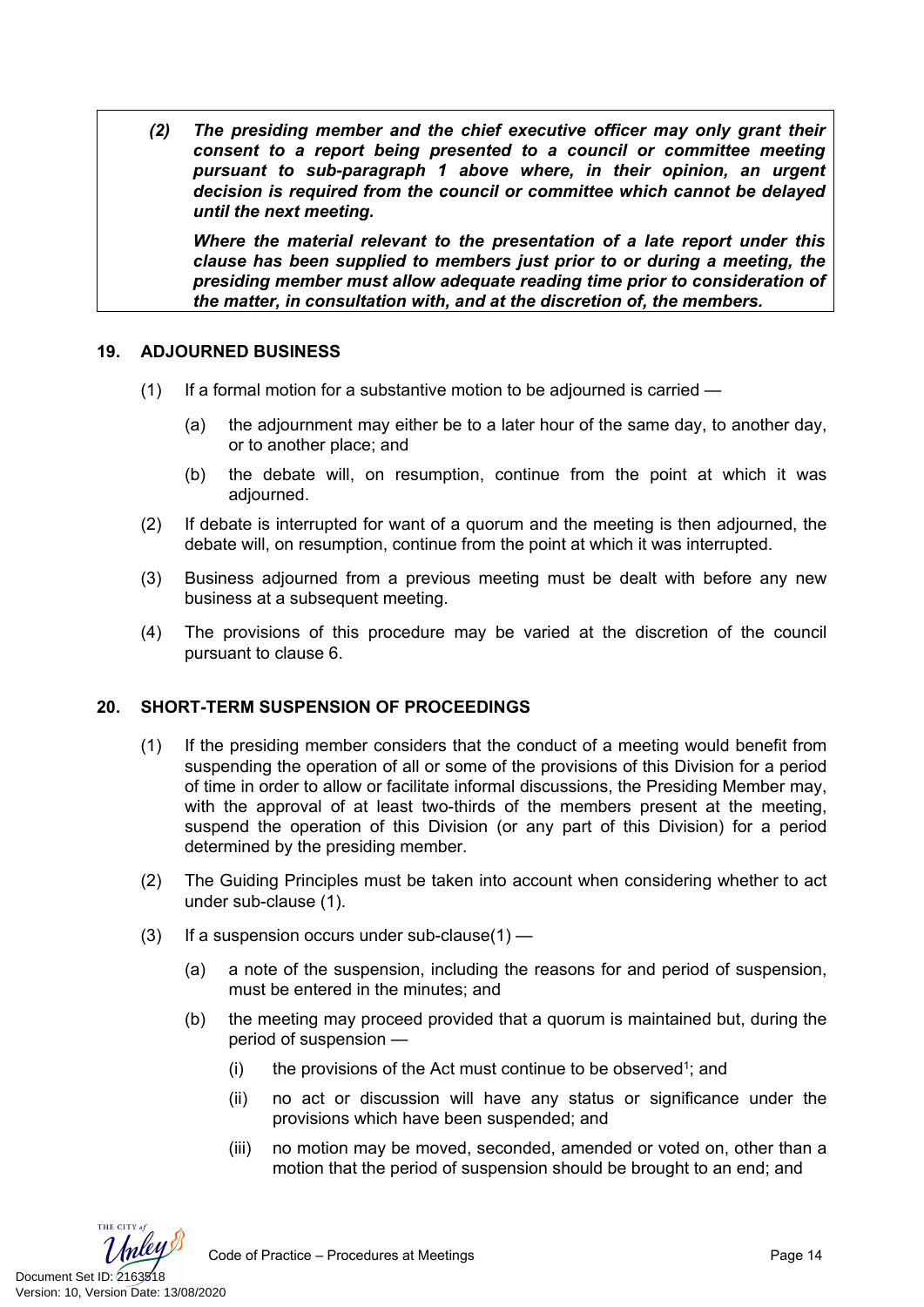*(2) The presiding member and the chief executive officer may only grant their consent to a report being presented to a council or committee meeting pursuant to sub-paragraph 1 above where, in their opinion, an urgent decision is required from the council or committee which cannot be delayed until the next meeting.*

***Where the material relevant to the presentation of a late report under this clause has been supplied to members just prior to or during a meeting, the presiding member must allow adequate reading time prior to consideration of the matter, in consultation with, and at the discretion of, the members.***

## 19. ADJOURNED BUSINESS

(1) If a formal motion for a substantive motion to be adjourned is carried —

(a) the adjournment may either be to a later hour of the same day, to another day, or to another place; and

(b) the debate will, on resumption, continue from the point at which it was adjourned.

(2) If debate is interrupted for want of a quorum and the meeting is then adjourned, the debate will, on resumption, continue from the point at which it was interrupted.

(3) Business adjourned from a previous meeting must be dealt with before any new business at a subsequent meeting.

(4) The provisions of this procedure may be varied at the discretion of the council pursuant to clause 6.

## 20. SHORT-TERM SUSPENSION OF PROCEEDINGS

(1) If the presiding member considers that the conduct of a meeting would benefit from suspending the operation of all or some of the provisions of this Division for a period of time in order to allow or facilitate informal discussions, the Presiding Member may, with the approval of at least two-thirds of the members present at the meeting, suspend the operation of this Division (or any part of this Division) for a period determined by the presiding member.

(2) The Guiding Principles must be taken into account when considering whether to act under sub-clause (1).

(3) If a suspension occurs under sub-clause(1) —

(a) a note of the suspension, including the reasons for and period of suspension, must be entered in the minutes; and

(b) the meeting may proceed provided that a quorum is maintained but, during the period of suspension —

(i) the provisions of the Act must continue to be observed[1]; and

(ii) no act or discussion will have any status or significance under the provisions which have been suspended; and

(iii) no motion may be moved, seconded, amended or voted on, other than a motion that the period of suspension should be brought to an end; and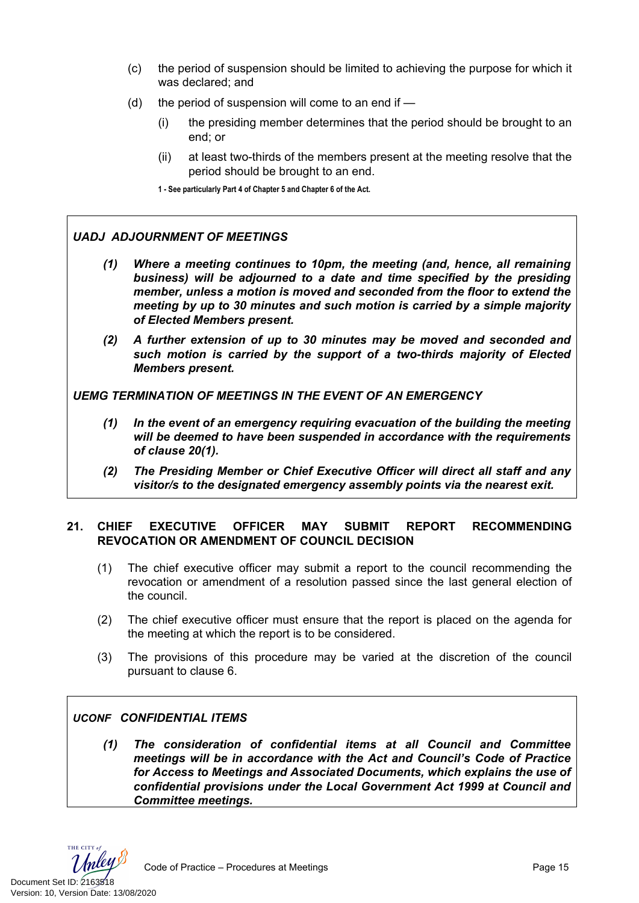(c) the period of suspension should be limited to achieving the purpose for which it was declared; and

(d) the period of suspension will come to an end if —

   (i) the presiding member determines that the period should be brought to an end; or

   (ii) at least two-thirds of the members present at the meeting resolve that the period should be brought to an end.

**1 - See particularly Part 4 of Chapter 5 and Chapter 6 of the Act.**

***UADJ ADJOURNMENT OF MEETINGS***

***(1) Where a meeting continues to 10pm, the meeting (and, hence, all remaining business) will be adjourned to a date and time specified by the presiding member, unless a motion is moved and seconded from the floor to extend the meeting by up to 30 minutes and such motion is carried by a simple majority of Elected Members present.***

***(2) A further extension of up to 30 minutes may be moved and seconded and such motion is carried by the support of a two-thirds majority of Elected Members present.***

***UEMG TERMINATION OF MEETINGS IN THE EVENT OF AN EMERGENCY***

***(1) In the event of an emergency requiring evacuation of the building the meeting will be deemed to have been suspended in accordance with the requirements of clause 20(1).***

***(2) The Presiding Member or Chief Executive Officer will direct all staff and any visitor/s to the designated emergency assembly points via the nearest exit.***

## 21. CHIEF EXECUTIVE OFFICER MAY SUBMIT REPORT RECOMMENDING REVOCATION OR AMENDMENT OF COUNCIL DECISION

(1) The chief executive officer may submit a report to the council recommending the revocation or amendment of a resolution passed since the last general election of the council.

(2) The chief executive officer must ensure that the report is placed on the agenda for the meeting at which the report is to be considered.

(3) The provisions of this procedure may be varied at the discretion of the council pursuant to clause 6.

***UCONF CONFIDENTIAL ITEMS***

***(1) The consideration of confidential items at all Council and Committee meetings will be in accordance with the Act and Council's Code of Practice for Access to Meetings and Associated Documents, which explains the use of confidential provisions under the Local Government Act 1999 at Council and Committee meetings.***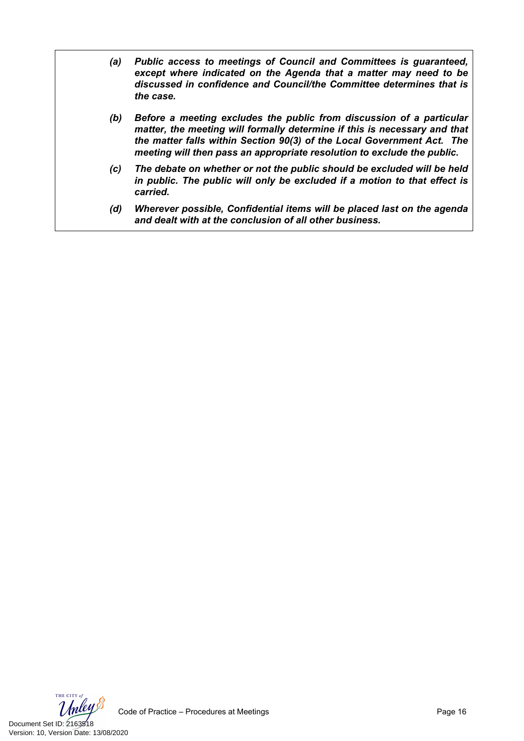***(a)*** ***Public access to meetings of Council and Committees is guaranteed, except where indicated on the Agenda that a matter may need to be discussed in confidence and Council/the Committee determines that is the case.***

***(b)*** ***Before a meeting excludes the public from discussion of a particular matter, the meeting will formally determine if this is necessary and that the matter falls within Section 90(3) of the Local Government Act. The meeting will then pass an appropriate resolution to exclude the public.***

***(c)*** ***The debate on whether or not the public should be excluded will be held in public. The public will only be excluded if a motion to that effect is carried.***

***(d)*** ***Wherever possible, Confidential items will be placed last on the agenda and dealt with at the conclusion of all other business.***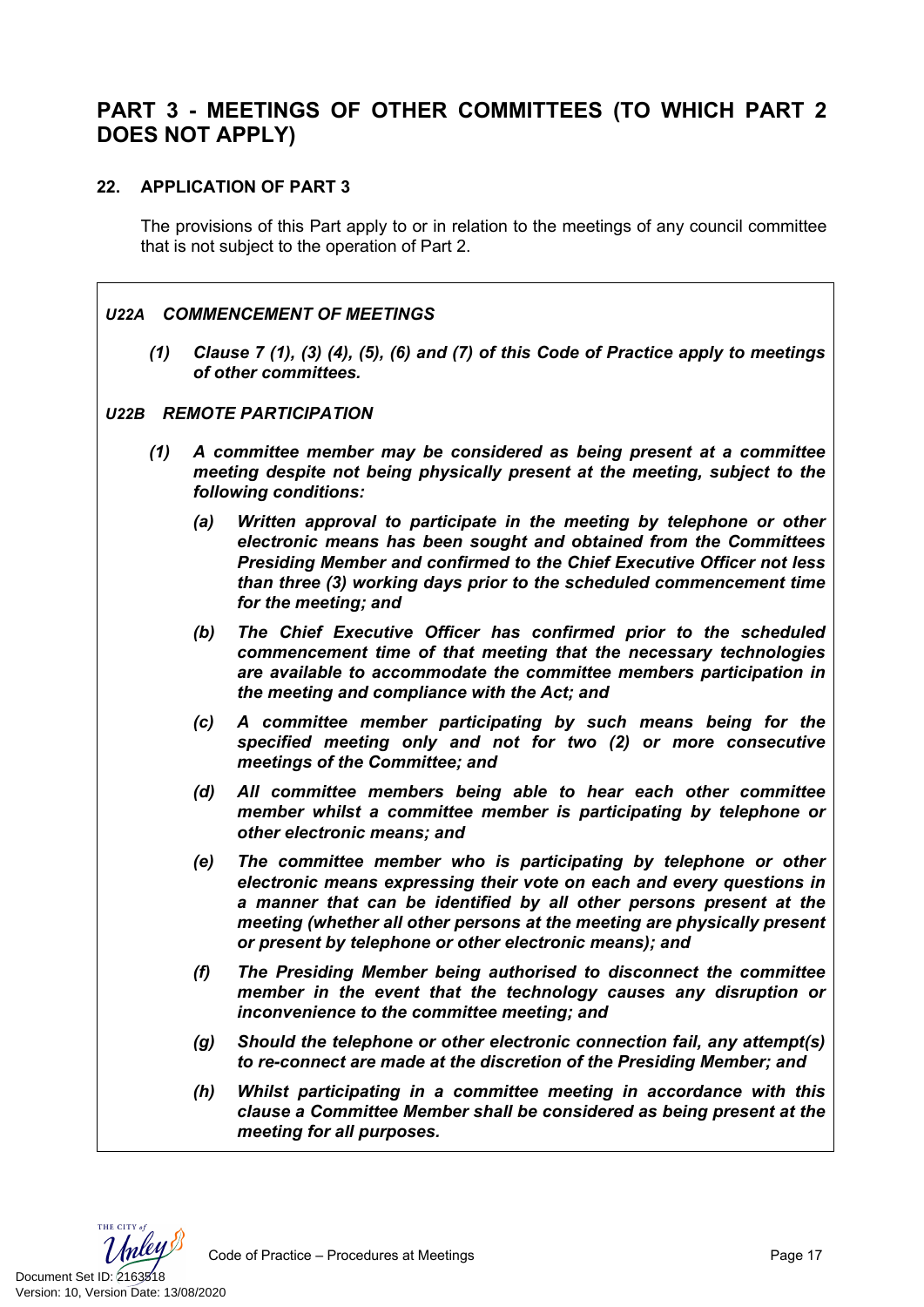# PART 3 - MEETINGS OF OTHER COMMITTEES (TO WHICH PART 2 DOES NOT APPLY)

### 22. APPLICATION OF PART 3

The provisions of this Part apply to or in relation to the meetings of any council committee that is not subject to the operation of Part 2.

***U22A COMMENCEMENT OF MEETINGS***

***(1) Clause 7 (1), (3) (4), (5), (6) and (7) of this Code of Practice apply to meetings of other committees.***

***U22B REMOTE PARTICIPATION***

***(1) A committee member may be considered as being present at a committee meeting despite not being physically present at the meeting, subject to the following conditions:***

***(a) Written approval to participate in the meeting by telephone or other electronic means has been sought and obtained from the Committees Presiding Member and confirmed to the Chief Executive Officer not less than three (3) working days prior to the scheduled commencement time for the meeting; and***

***(b) The Chief Executive Officer has confirmed prior to the scheduled commencement time of that meeting that the necessary technologies are available to accommodate the committee members participation in the meeting and compliance with the Act; and***

***(c) A committee member participating by such means being for the specified meeting only and not for two (2) or more consecutive meetings of the Committee; and***

***(d) All committee members being able to hear each other committee member whilst a committee member is participating by telephone or other electronic means; and***

***(e) The committee member who is participating by telephone or other electronic means expressing their vote on each and every questions in a manner that can be identified by all other persons present at the meeting (whether all other persons at the meeting are physically present or present by telephone or other electronic means); and***

***(f) The Presiding Member being authorised to disconnect the committee member in the event that the technology causes any disruption or inconvenience to the committee meeting; and***

***(g) Should the telephone or other electronic connection fail, any attempt(s) to re-connect are made at the discretion of the Presiding Member; and***

***(h) Whilst participating in a committee meeting in accordance with this clause a Committee Member shall be considered as being present at the meeting for all purposes.***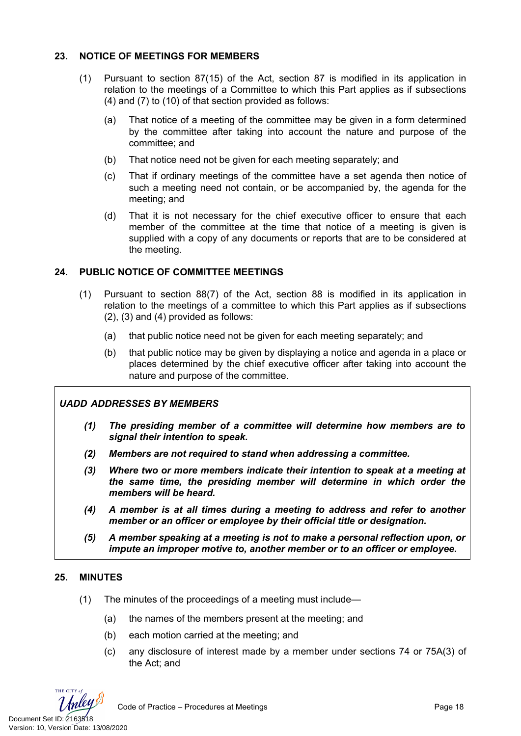## 23. NOTICE OF MEETINGS FOR MEMBERS

(1) Pursuant to section 87(15) of the Act, section 87 is modified in its application in relation to the meetings of a Committee to which this Part applies as if subsections (4) and (7) to (10) of that section provided as follows:

(a) That notice of a meeting of the committee may be given in a form determined by the committee after taking into account the nature and purpose of the committee; and

(b) That notice need not be given for each meeting separately; and

(c) That if ordinary meetings of the committee have a set agenda then notice of such a meeting need not contain, or be accompanied by, the agenda for the meeting; and

(d) That it is not necessary for the chief executive officer to ensure that each member of the committee at the time that notice of a meeting is given is supplied with a copy of any documents or reports that are to be considered at the meeting.

## 24. PUBLIC NOTICE OF COMMITTEE MEETINGS

(1) Pursuant to section 88(7) of the Act, section 88 is modified in its application in relation to the meetings of a committee to which this Part applies as if subsections (2), (3) and (4) provided as follows:

(a) that public notice need not be given for each meeting separately; and

(b) that public notice may be given by displaying a notice and agenda in a place or places determined by the chief executive officer after taking into account the nature and purpose of the committee.

***UADD ADDRESSES BY MEMBERS***

***(1) The presiding member of a committee will determine how members are to signal their intention to speak.***

***(2) Members are not required to stand when addressing a committee.***

***(3) Where two or more members indicate their intention to speak at a meeting at the same time, the presiding member will determine in which order the members will be heard.***

***(4) A member is at all times during a meeting to address and refer to another member or an officer or employee by their official title or designation.***

***(5) A member speaking at a meeting is not to make a personal reflection upon, or impute an improper motive to, another member or to an officer or employee.***

## 25. MINUTES

(1) The minutes of the proceedings of a meeting must include—

(a) the names of the members present at the meeting; and

(b) each motion carried at the meeting; and

(c) any disclosure of interest made by a member under sections 74 or 75A(3) of the Act; and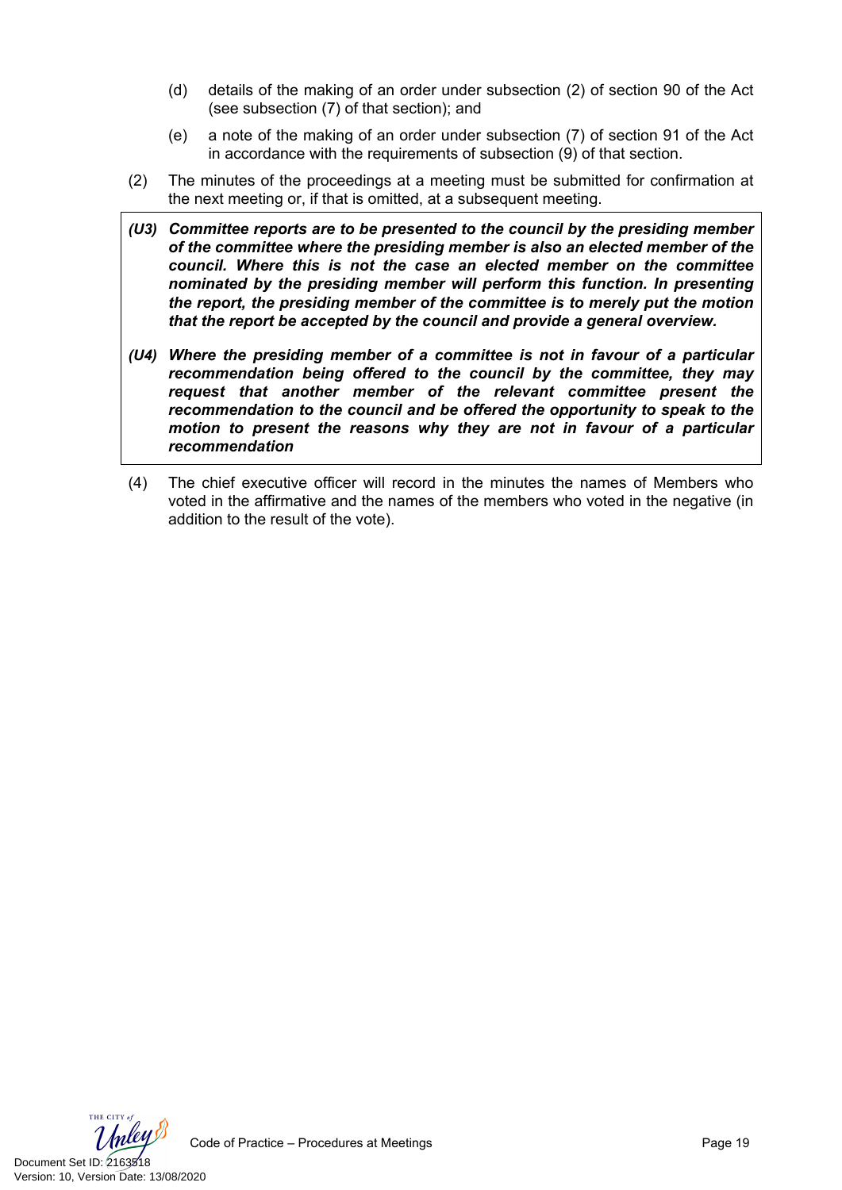(d) details of the making of an order under subsection (2) of section 90 of the Act (see subsection (7) of that section); and

(e) a note of the making of an order under subsection (7) of section 91 of the Act in accordance with the requirements of subsection (9) of that section.

(2) The minutes of the proceedings at a meeting must be submitted for confirmation at the next meeting or, if that is omitted, at a subsequent meeting.

***(U3) Committee reports are to be presented to the council by the presiding member of the committee where the presiding member is also an elected member of the council. Where this is not the case an elected member on the committee nominated by the presiding member will perform this function. In presenting the report, the presiding member of the committee is to merely put the motion that the report be accepted by the council and provide a general overview.***

***(U4) Where the presiding member of a committee is not in favour of a particular recommendation being offered to the council by the committee, they may request that another member of the relevant committee present the recommendation to the council and be offered the opportunity to speak to the motion to present the reasons why they are not in favour of a particular recommendation***

(4) The chief executive officer will record in the minutes the names of Members who voted in the affirmative and the names of the members who voted in the negative (in addition to the result of the vote).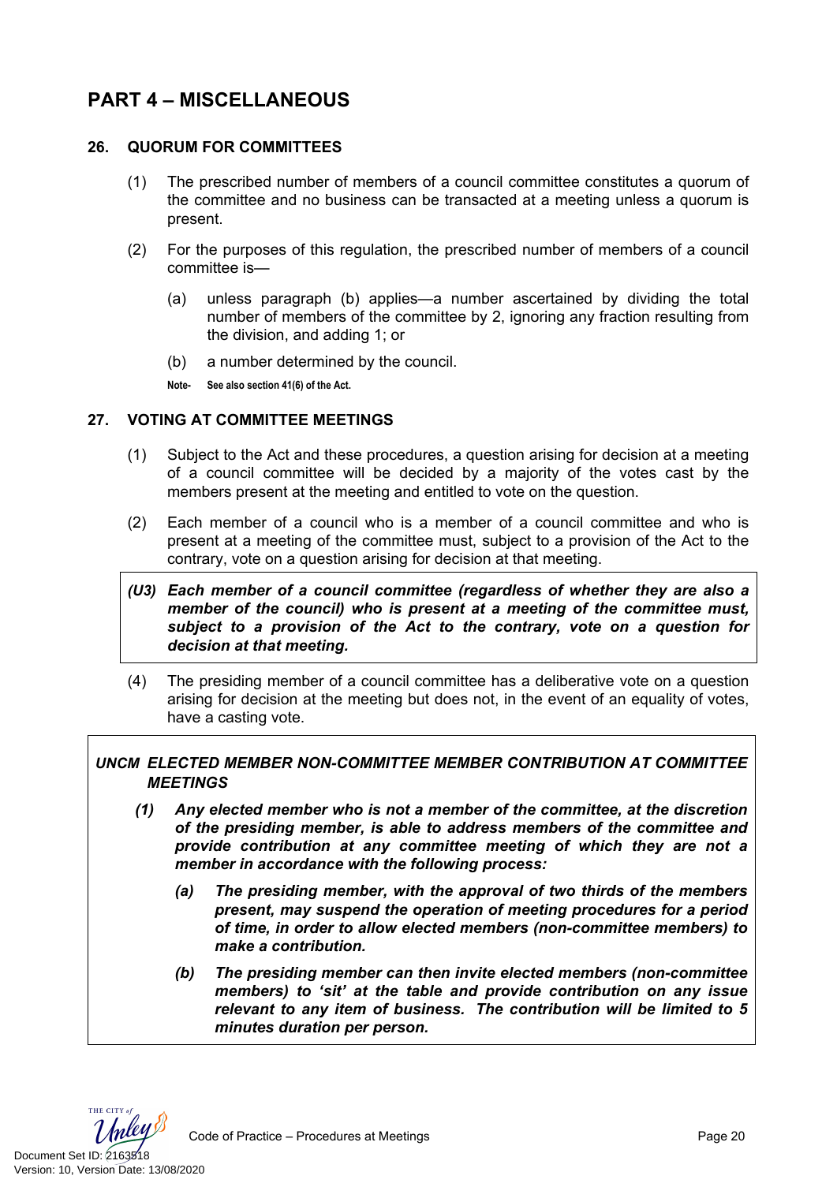# PART 4 – MISCELLANEOUS

## 26. QUORUM FOR COMMITTEES

(1) The prescribed number of members of a council committee constitutes a quorum of the committee and no business can be transacted at a meeting unless a quorum is present.

(2) For the purposes of this regulation, the prescribed number of members of a council committee is—

(a) unless paragraph (b) applies—a number ascertained by dividing the total number of members of the committee by 2, ignoring any fraction resulting from the division, and adding 1; or

(b) a number determined by the council.

**Note- See also section 41(6) of the Act.**

## 27. VOTING AT COMMITTEE MEETINGS

(1) Subject to the Act and these procedures, a question arising for decision at a meeting of a council committee will be decided by a majority of the votes cast by the members present at the meeting and entitled to vote on the question.

(2) Each member of a council who is a member of a council committee and who is present at a meeting of the committee must, subject to a provision of the Act to the contrary, vote on a question arising for decision at that meeting.

***(U3) Each member of a council committee (regardless of whether they are also a member of the council) who is present at a meeting of the committee must, subject to a provision of the Act to the contrary, vote on a question for decision at that meeting.***

(4) The presiding member of a council committee has a deliberative vote on a question arising for decision at the meeting but does not, in the event of an equality of votes, have a casting vote.

### *UNCM ELECTED MEMBER NON-COMMITTEE MEMBER CONTRIBUTION AT COMMITTEE MEETINGS*

***(1) Any elected member who is not a member of the committee, at the discretion of the presiding member, is able to address members of the committee and provide contribution at any committee meeting of which they are not a member in accordance with the following process:***

***(a) The presiding member, with the approval of two thirds of the members present, may suspend the operation of meeting procedures for a period of time, in order to allow elected members (non-committee members) to make a contribution.***

***(b) The presiding member can then invite elected members (non-committee members) to 'sit' at the table and provide contribution on any issue relevant to any item of business. The contribution will be limited to 5 minutes duration per person.***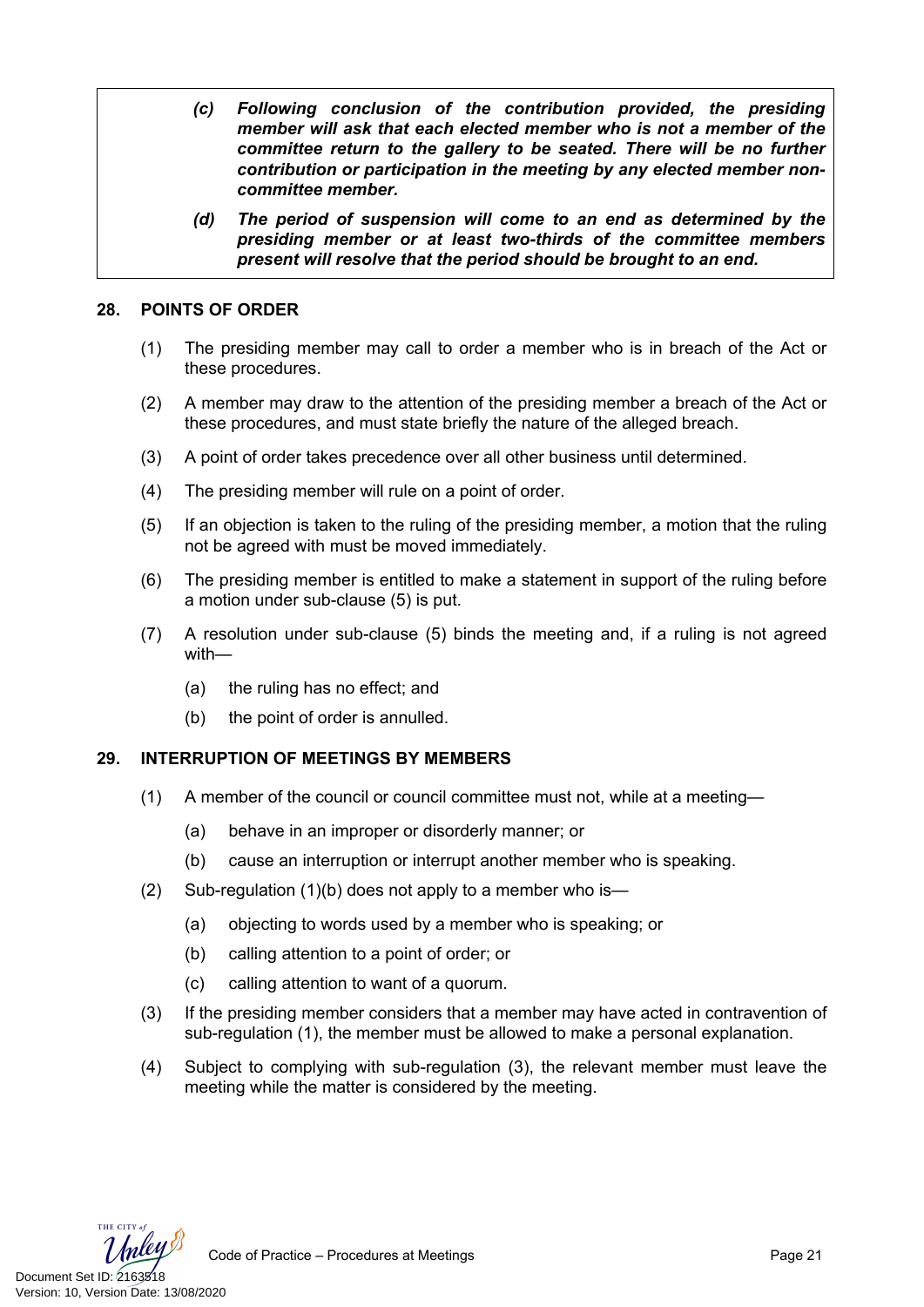> ***(c)*** ***Following conclusion of the contribution provided, the presiding member will ask that each elected member who is not a member of the committee return to the gallery to be seated. There will be no further contribution or participation in the meeting by any elected member non-committee member.***
>
> ***(d)*** ***The period of suspension will come to an end as determined by the presiding member or at least two-thirds of the committee members present will resolve that the period should be brought to an end.***

## 28. POINTS OF ORDER

(1) The presiding member may call to order a member who is in breach of the Act or these procedures.

(2) A member may draw to the attention of the presiding member a breach of the Act or these procedures, and must state briefly the nature of the alleged breach.

(3) A point of order takes precedence over all other business until determined.

(4) The presiding member will rule on a point of order.

(5) If an objection is taken to the ruling of the presiding member, a motion that the ruling not be agreed with must be moved immediately.

(6) The presiding member is entitled to make a statement in support of the ruling before a motion under sub-clause (5) is put.

(7) A resolution under sub-clause (5) binds the meeting and, if a ruling is not agreed with—

  (a) the ruling has no effect; and

  (b) the point of order is annulled.

## 29. INTERRUPTION OF MEETINGS BY MEMBERS

(1) A member of the council or council committee must not, while at a meeting—

  (a) behave in an improper or disorderly manner; or

  (b) cause an interruption or interrupt another member who is speaking.

(2) Sub-regulation (1)(b) does not apply to a member who is—

  (a) objecting to words used by a member who is speaking; or

  (b) calling attention to a point of order; or

  (c) calling attention to want of a quorum.

(3) If the presiding member considers that a member may have acted in contravention of sub-regulation (1), the member must be allowed to make a personal explanation.

(4) Subject to complying with sub-regulation (3), the relevant member must leave the meeting while the matter is considered by the meeting.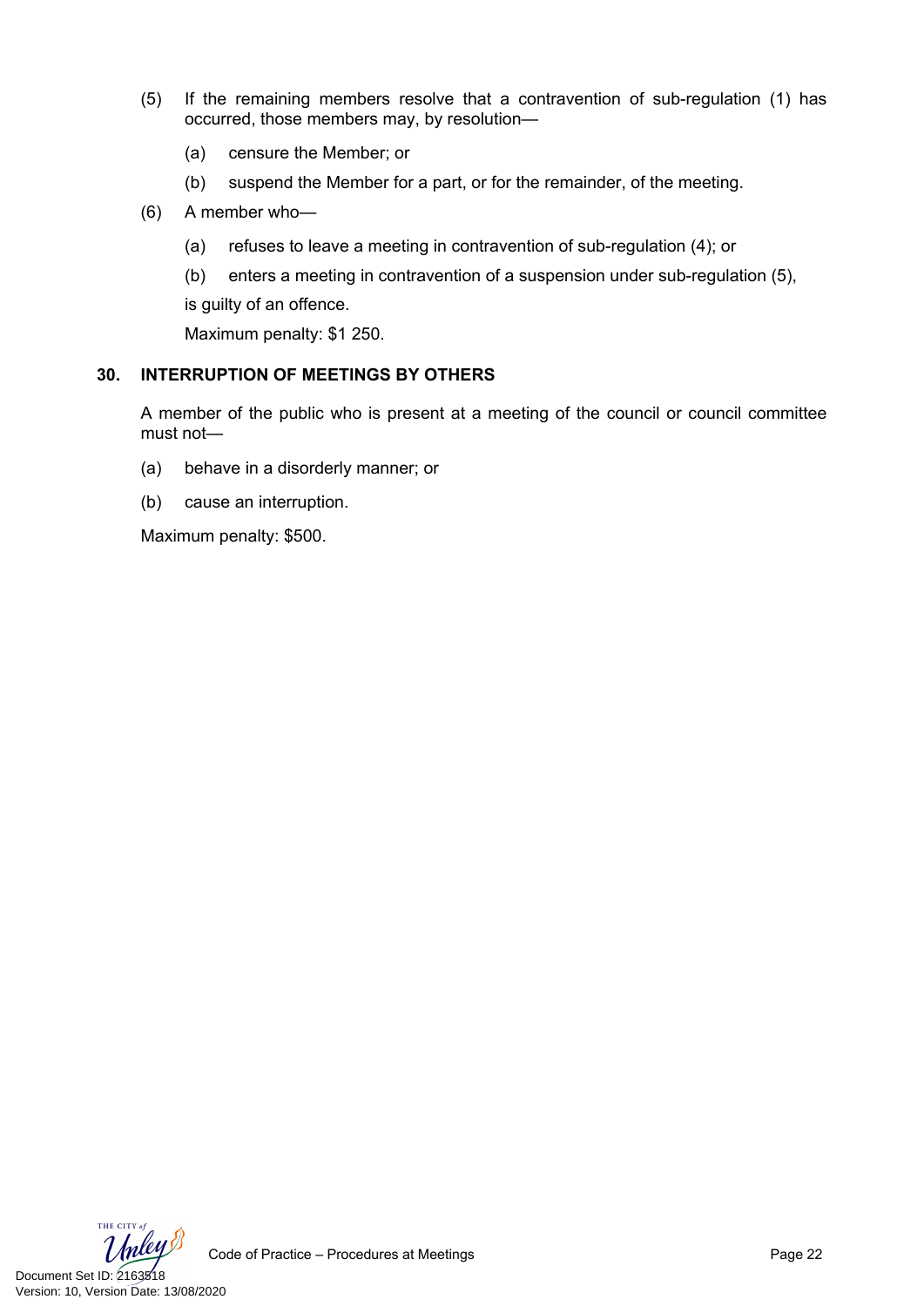(5) If the remaining members resolve that a contravention of sub-regulation (1) has occurred, those members may, by resolution—

(a) censure the Member; or

(b) suspend the Member for a part, or for the remainder, of the meeting.

(6) A member who—

(a) refuses to leave a meeting in contravention of sub-regulation (4); or

(b) enters a meeting in contravention of a suspension under sub-regulation (5),

is guilty of an offence.

Maximum penalty: $1 250.

## 30. INTERRUPTION OF MEETINGS BY OTHERS

A member of the public who is present at a meeting of the council or council committee must not—

(a) behave in a disorderly manner; or

(b) cause an interruption.

Maximum penalty: $500.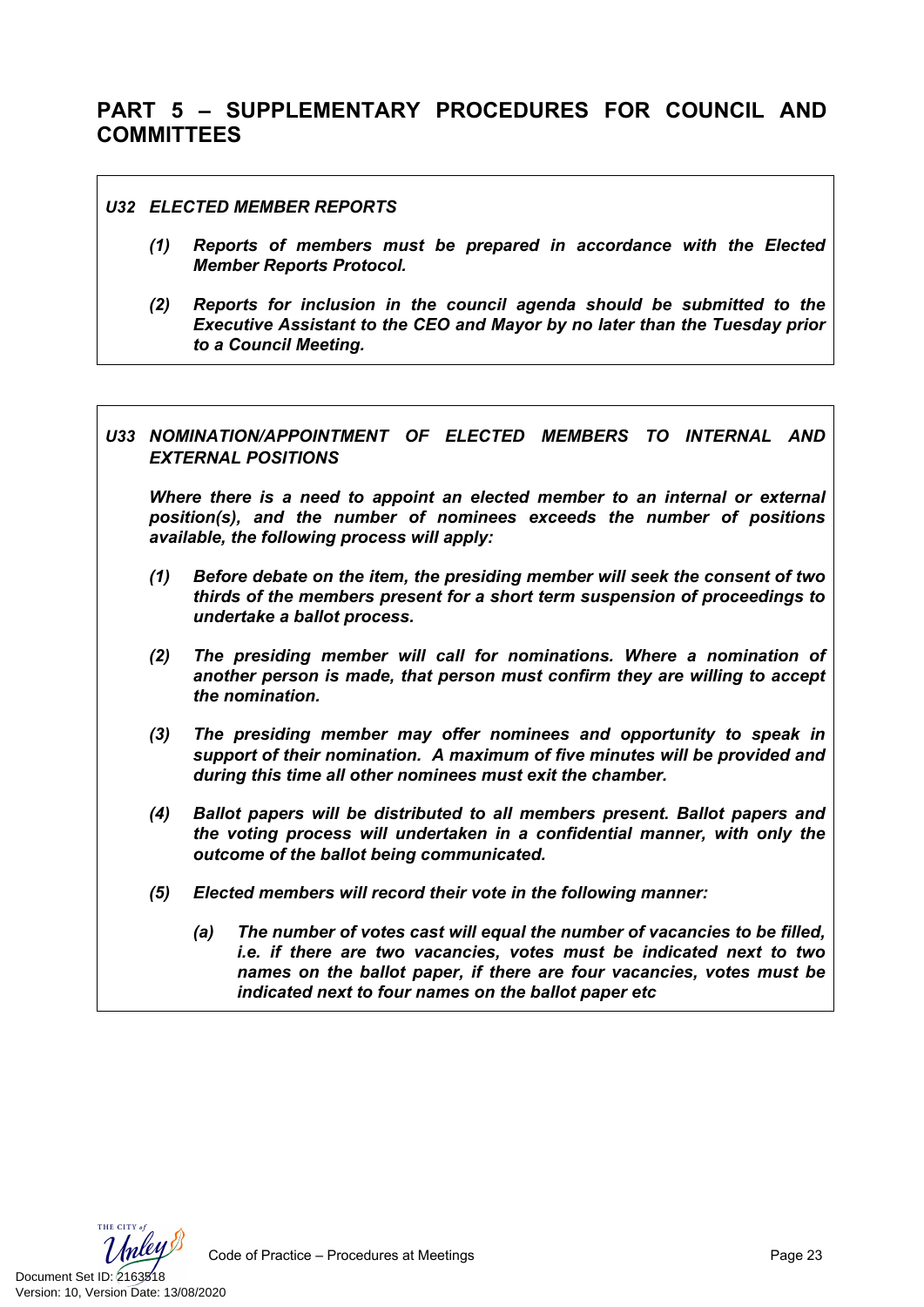## PART 5 – SUPPLEMENTARY PROCEDURES FOR COUNCIL AND COMMITTEES

***U32 ELECTED MEMBER REPORTS***

***(1) Reports of members must be prepared in accordance with the Elected Member Reports Protocol.***

***(2) Reports for inclusion in the council agenda should be submitted to the Executive Assistant to the CEO and Mayor by no later than the Tuesday prior to a Council Meeting.***

***U33 NOMINATION/APPOINTMENT OF ELECTED MEMBERS TO INTERNAL AND EXTERNAL POSITIONS***

***Where there is a need to appoint an elected member to an internal or external position(s), and the number of nominees exceeds the number of positions available, the following process will apply:***

***(1) Before debate on the item, the presiding member will seek the consent of two thirds of the members present for a short term suspension of proceedings to undertake a ballot process.***

***(2) The presiding member will call for nominations. Where a nomination of another person is made, that person must confirm they are willing to accept the nomination.***

***(3) The presiding member may offer nominees and opportunity to speak in support of their nomination. A maximum of five minutes will be provided and during this time all other nominees must exit the chamber.***

***(4) Ballot papers will be distributed to all members present. Ballot papers and the voting process will undertaken in a confidential manner, with only the outcome of the ballot being communicated.***

***(5) Elected members will record their vote in the following manner:***

***(a) The number of votes cast will equal the number of vacancies to be filled, i.e. if there are two vacancies, votes must be indicated next to two names on the ballot paper, if there are four vacancies, votes must be indicated next to four names on the ballot paper etc***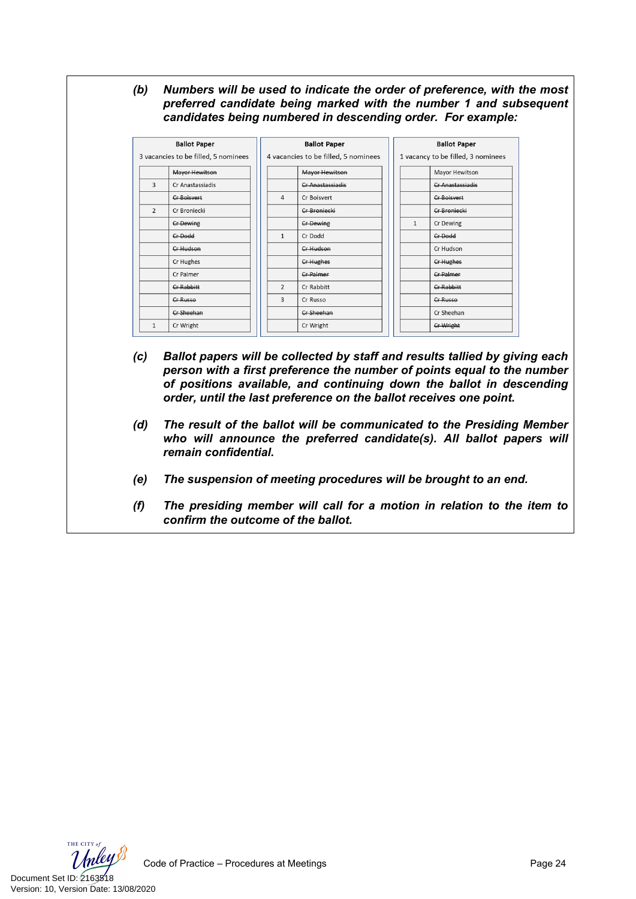*(b)* ***Numbers will be used to indicate the order of preference, with the most preferred candidate being marked with the number 1 and subsequent candidates being numbered in descending order. For example:***

**Ballot Paper**
3 vacancies to be filled, 5 nominees

| | |
|---|---|
| | ~~Mayor Hewitson~~ |
| 3 | Cr Anastassiadis |
| | ~~Cr Boisvert~~ |
| 2 | Cr Broniecki |
| | ~~Cr Dewing~~ |
| | ~~Cr Dodd~~ |
| | ~~Cr Hudson~~ |
| | Cr Hughes |
| | Cr Palmer |
| | ~~Cr Rabbitt~~ |
| | ~~Cr Russo~~ |
| | ~~Cr Sheehan~~ |
| 1 | Cr Wright |

**Ballot Paper**
4 vacancies to be filled, 5 nominees

| | |
|---|---|
| | ~~Mayor Hewitson~~ |
| | ~~Cr Anastassiadis~~ |
| 4 | Cr Boisvert |
| | ~~Cr Broniecki~~ |
| | ~~Cr Dewing~~ |
| 1 | Cr Dodd |
| | ~~Cr Hudson~~ |
| | ~~Cr Hughes~~ |
| | ~~Cr Palmer~~ |
| 2 | Cr Rabbitt |
| 3 | Cr Russo |
| | ~~Cr Sheehan~~ |
| | Cr Wright |

**Ballot Paper**
1 vacancy to be filled, 3 nominees

| | |
|---|---|
| | Mayor Hewitson |
| | ~~Cr Anastassiadis~~ |
| | ~~Cr Boisvert~~ |
| | ~~Cr Broniecki~~ |
| 1 | Cr Dewing |
| | ~~Cr Dodd~~ |
| | Cr Hudson |
| | ~~Cr Hughes~~ |
| | ~~Cr Palmer~~ |
| | ~~Cr Rabbitt~~ |
| | ~~Cr Russo~~ |
| | Cr Sheehan |
| | ~~Cr Wright~~ |

*(c)* ***Ballot papers will be collected by staff and results tallied by giving each person with a first preference the number of points equal to the number of positions available, and continuing down the ballot in descending order, until the last preference on the ballot receives one point.***

*(d)* ***The result of the ballot will be communicated to the Presiding Member who will announce the preferred candidate(s). All ballot papers will remain confidential.***

*(e)* ***The suspension of meeting procedures will be brought to an end.***

*(f)* ***The presiding member will call for a motion in relation to the item to confirm the outcome of the ballot.***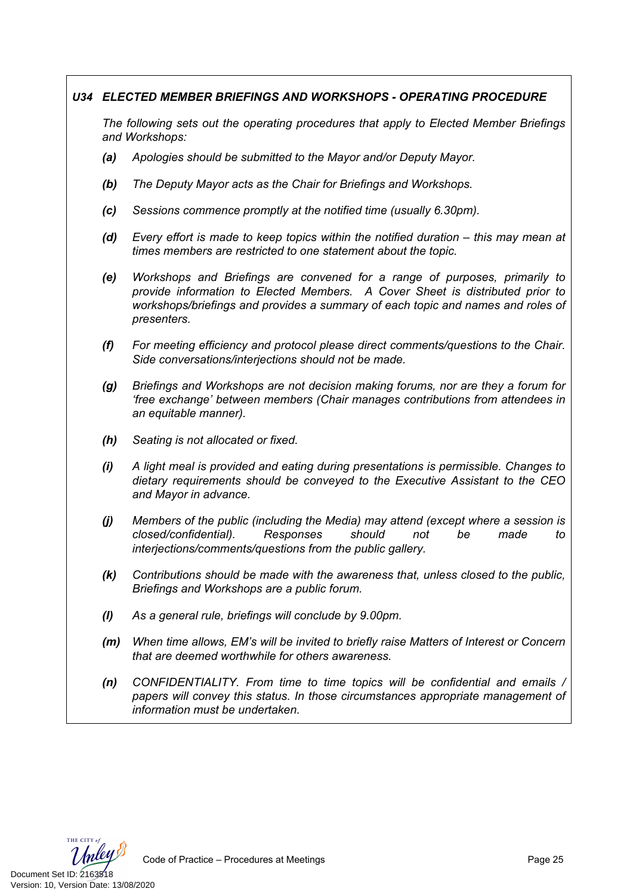### *U34 ELECTED MEMBER BRIEFINGS AND WORKSHOPS - OPERATING PROCEDURE*

*The following sets out the operating procedures that apply to Elected Member Briefings and Workshops:*

***(a)*** *Apologies should be submitted to the Mayor and/or Deputy Mayor.*

***(b)*** *The Deputy Mayor acts as the Chair for Briefings and Workshops.*

***(c)*** *Sessions commence promptly at the notified time (usually 6.30pm).*

***(d)*** *Every effort is made to keep topics within the notified duration – this may mean at times members are restricted to one statement about the topic.*

***(e)*** *Workshops and Briefings are convened for a range of purposes, primarily to provide information to Elected Members. A Cover Sheet is distributed prior to workshops/briefings and provides a summary of each topic and names and roles of presenters.*

***(f)*** *For meeting efficiency and protocol please direct comments/questions to the Chair. Side conversations/interjections should not be made.*

***(g)*** *Briefings and Workshops are not decision making forums, nor are they a forum for 'free exchange' between members (Chair manages contributions from attendees in an equitable manner).*

***(h)*** *Seating is not allocated or fixed.*

***(i)*** *A light meal is provided and eating during presentations is permissible. Changes to dietary requirements should be conveyed to the Executive Assistant to the CEO and Mayor in advance.*

***(j)*** *Members of the public (including the Media) may attend (except where a session is closed/confidential). Responses should not be made to interjections/comments/questions from the public gallery.*

***(k)*** *Contributions should be made with the awareness that, unless closed to the public, Briefings and Workshops are a public forum.*

***(l)*** *As a general rule, briefings will conclude by 9.00pm.*

***(m)*** *When time allows, EM's will be invited to briefly raise Matters of Interest or Concern that are deemed worthwhile for others awareness.*

***(n)*** *CONFIDENTIALITY. From time to time topics will be confidential and emails / papers will convey this status. In those circumstances appropriate management of information must be undertaken.*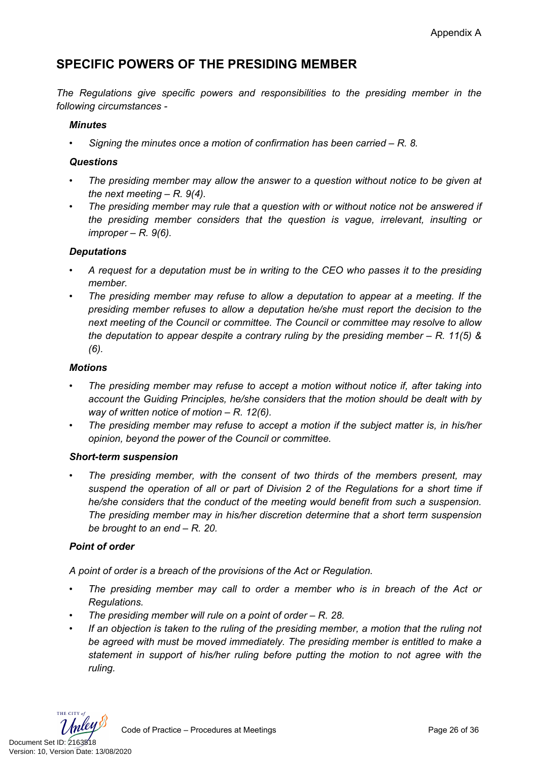Appendix A

## SPECIFIC POWERS OF THE PRESIDING MEMBER

*The Regulations give specific powers and responsibilities to the presiding member in the following circumstances -*

### *Minutes*

- *Signing the minutes once a motion of confirmation has been carried – R. 8.*

### *Questions*

- *The presiding member may allow the answer to a question without notice to be given at the next meeting – R. 9(4).*
- *The presiding member may rule that a question with or without notice not be answered if the presiding member considers that the question is vague, irrelevant, insulting or improper – R. 9(6).*

### *Deputations*

- *A request for a deputation must be in writing to the CEO who passes it to the presiding member.*
- *The presiding member may refuse to allow a deputation to appear at a meeting. If the presiding member refuses to allow a deputation he/she must report the decision to the next meeting of the Council or committee. The Council or committee may resolve to allow the deputation to appear despite a contrary ruling by the presiding member – R. 11(5) & (6).*

### *Motions*

- *The presiding member may refuse to accept a motion without notice if, after taking into account the Guiding Principles, he/she considers that the motion should be dealt with by way of written notice of motion – R. 12(6).*
- *The presiding member may refuse to accept a motion if the subject matter is, in his/her opinion, beyond the power of the Council or committee.*

### *Short-term suspension*

- *The presiding member, with the consent of two thirds of the members present, may suspend the operation of all or part of Division 2 of the Regulations for a short time if he/she considers that the conduct of the meeting would benefit from such a suspension. The presiding member may in his/her discretion determine that a short term suspension be brought to an end – R. 20.*

### *Point of order*

*A point of order is a breach of the provisions of the Act or Regulation.*

- *The presiding member may call to order a member who is in breach of the Act or Regulations.*
- *The presiding member will rule on a point of order – R. 28.*
- *If an objection is taken to the ruling of the presiding member, a motion that the ruling not be agreed with must be moved immediately. The presiding member is entitled to make a statement in support of his/her ruling before putting the motion to not agree with the ruling.*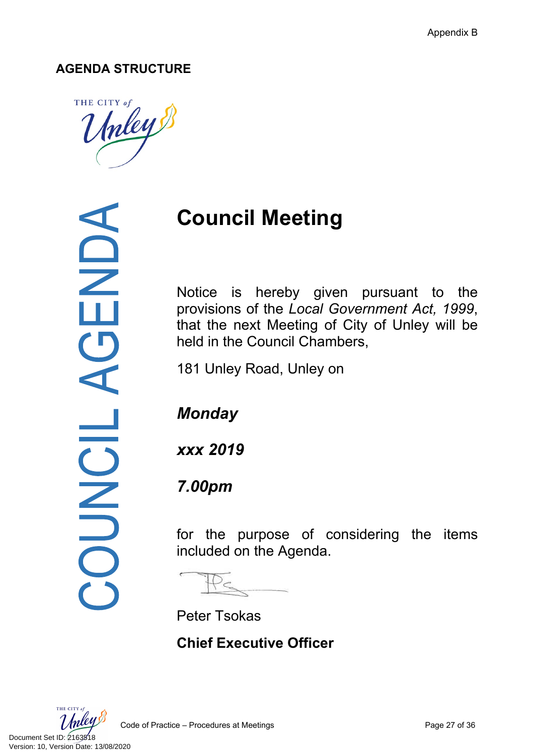Appendix B

**AGENDA STRUCTURE**

COUNCIL AGENDA

# Council Meeting

Notice is hereby given pursuant to the provisions of the *Local Government Act, 1999*, that the next Meeting of City of Unley will be held in the Council Chambers,

181 Unley Road, Unley on

***Monday***

***xxx 2019***

***7.00pm***

for the purpose of considering the items included on the Agenda.

Peter Tsokas

**Chief Executive Officer**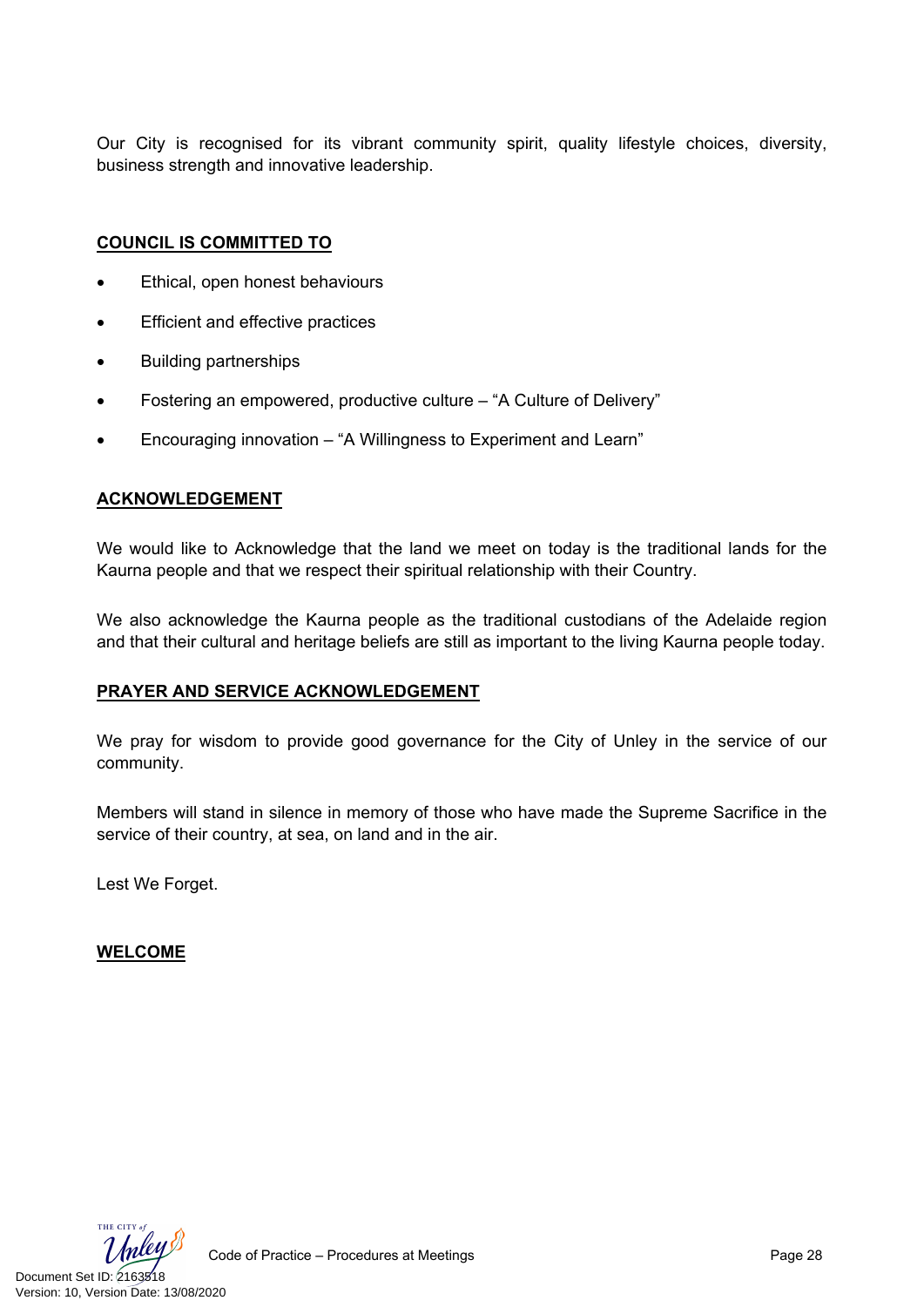Our City is recognised for its vibrant community spirit, quality lifestyle choices, diversity, business strength and innovative leadership.

## COUNCIL IS COMMITTED TO

- Ethical, open honest behaviours
- Efficient and effective practices
- Building partnerships
- Fostering an empowered, productive culture – "A Culture of Delivery"
- Encouraging innovation – "A Willingness to Experiment and Learn"

## ACKNOWLEDGEMENT

We would like to Acknowledge that the land we meet on today is the traditional lands for the Kaurna people and that we respect their spiritual relationship with their Country.

We also acknowledge the Kaurna people as the traditional custodians of the Adelaide region and that their cultural and heritage beliefs are still as important to the living Kaurna people today.

## PRAYER AND SERVICE ACKNOWLEDGEMENT

We pray for wisdom to provide good governance for the City of Unley in the service of our community.

Members will stand in silence in memory of those who have made the Supreme Sacrifice in the service of their country, at sea, on land and in the air.

Lest We Forget.

## WELCOME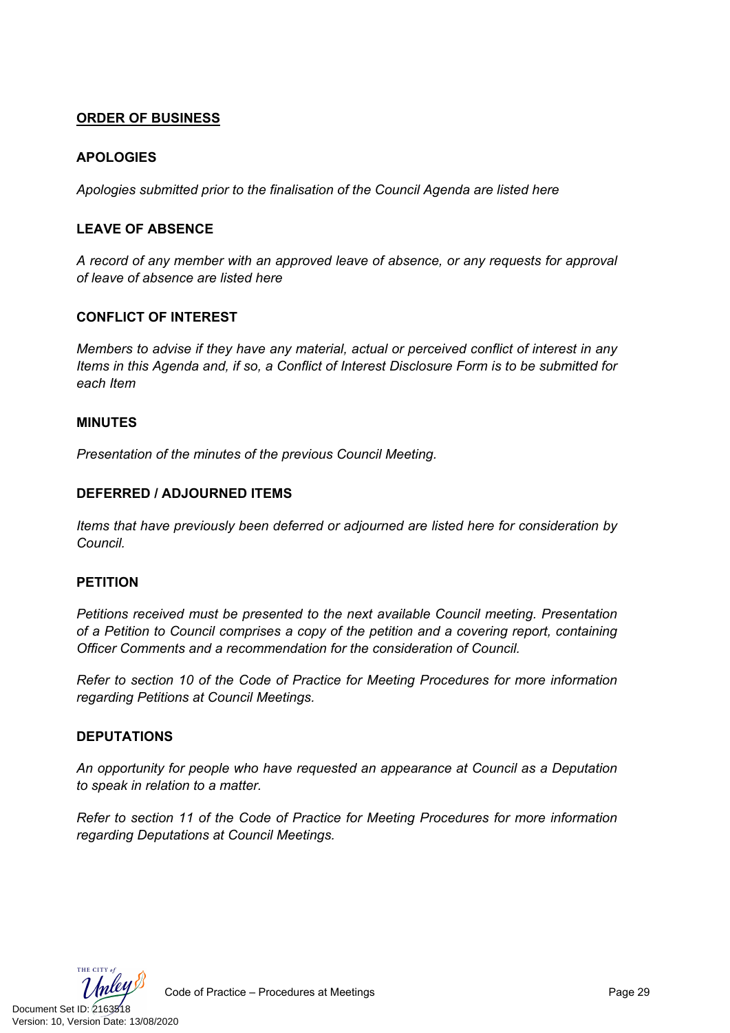## ORDER OF BUSINESS

### APOLOGIES

*Apologies submitted prior to the finalisation of the Council Agenda are listed here*

### LEAVE OF ABSENCE

*A record of any member with an approved leave of absence, or any requests for approval of leave of absence are listed here*

### CONFLICT OF INTEREST

*Members to advise if they have any material, actual or perceived conflict of interest in any Items in this Agenda and, if so, a Conflict of Interest Disclosure Form is to be submitted for each Item*

### MINUTES

*Presentation of the minutes of the previous Council Meeting.*

### DEFERRED / ADJOURNED ITEMS

*Items that have previously been deferred or adjourned are listed here for consideration by Council.*

### PETITION

*Petitions received must be presented to the next available Council meeting. Presentation of a Petition to Council comprises a copy of the petition and a covering report, containing Officer Comments and a recommendation for the consideration of Council.*

*Refer to section 10 of the Code of Practice for Meeting Procedures for more information regarding Petitions at Council Meetings.*

### DEPUTATIONS

*An opportunity for people who have requested an appearance at Council as a Deputation to speak in relation to a matter.*

*Refer to section 11 of the Code of Practice for Meeting Procedures for more information regarding Deputations at Council Meetings.*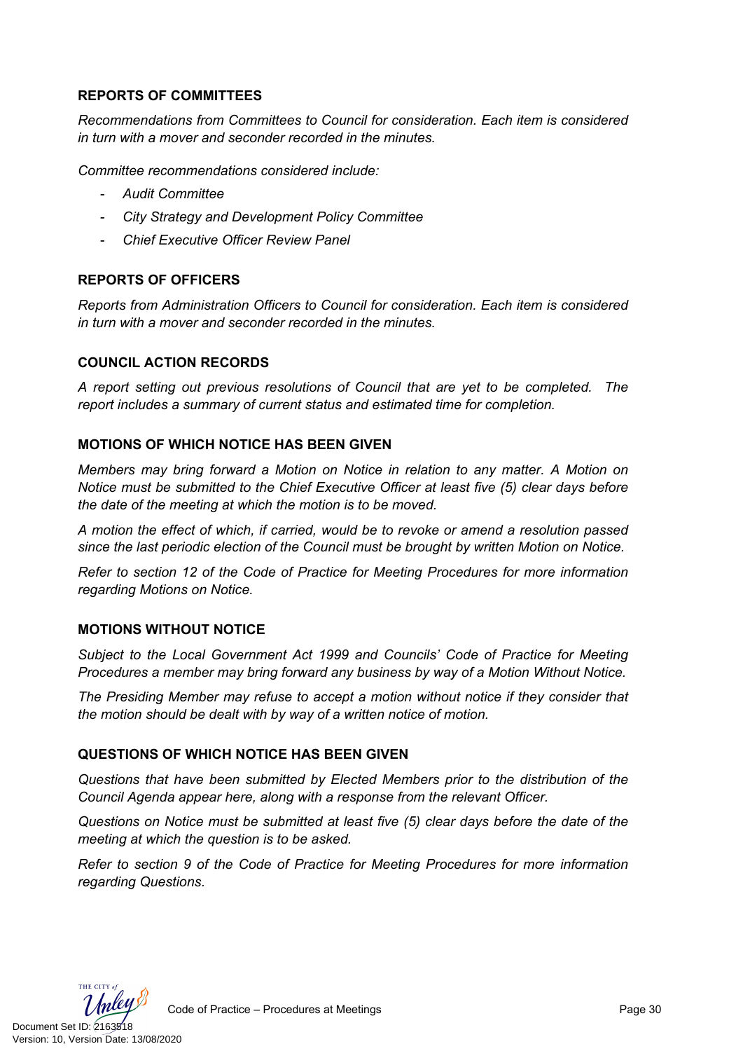**REPORTS OF COMMITTEES**

*Recommendations from Committees to Council for consideration. Each item is considered in turn with a mover and seconder recorded in the minutes.*

*Committee recommendations considered include:*

- *Audit Committee*
- *City Strategy and Development Policy Committee*
- *Chief Executive Officer Review Panel*

**REPORTS OF OFFICERS**

*Reports from Administration Officers to Council for consideration. Each item is considered in turn with a mover and seconder recorded in the minutes.*

**COUNCIL ACTION RECORDS**

*A report setting out previous resolutions of Council that are yet to be completed. The report includes a summary of current status and estimated time for completion.*

**MOTIONS OF WHICH NOTICE HAS BEEN GIVEN**

*Members may bring forward a Motion on Notice in relation to any matter. A Motion on Notice must be submitted to the Chief Executive Officer at least five (5) clear days before the date of the meeting at which the motion is to be moved.*

*A motion the effect of which, if carried, would be to revoke or amend a resolution passed since the last periodic election of the Council must be brought by written Motion on Notice.*

*Refer to section 12 of the Code of Practice for Meeting Procedures for more information regarding Motions on Notice.*

**MOTIONS WITHOUT NOTICE**

*Subject to the Local Government Act 1999 and Councils' Code of Practice for Meeting Procedures a member may bring forward any business by way of a Motion Without Notice.*

*The Presiding Member may refuse to accept a motion without notice if they consider that the motion should be dealt with by way of a written notice of motion.*

**QUESTIONS OF WHICH NOTICE HAS BEEN GIVEN**

*Questions that have been submitted by Elected Members prior to the distribution of the Council Agenda appear here, along with a response from the relevant Officer.*

*Questions on Notice must be submitted at least five (5) clear days before the date of the meeting at which the question is to be asked.*

*Refer to section 9 of the Code of Practice for Meeting Procedures for more information regarding Questions.*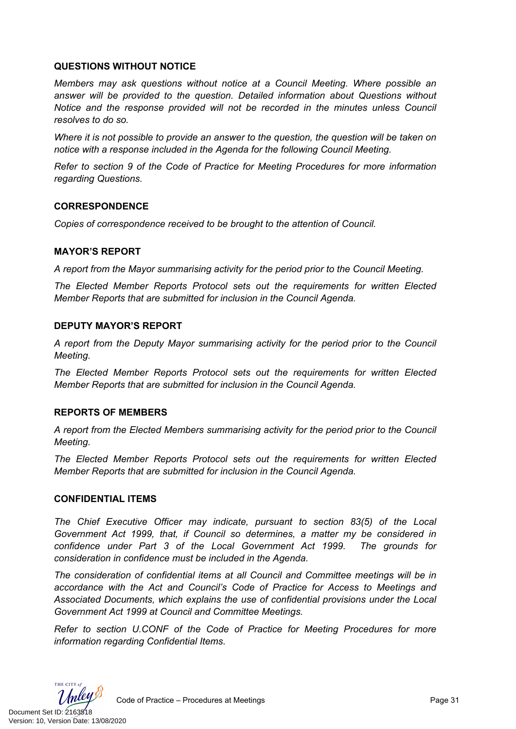### QUESTIONS WITHOUT NOTICE

*Members may ask questions without notice at a Council Meeting. Where possible an answer will be provided to the question. Detailed information about Questions without Notice and the response provided will not be recorded in the minutes unless Council resolves to do so.*

*Where it is not possible to provide an answer to the question, the question will be taken on notice with a response included in the Agenda for the following Council Meeting.*

*Refer to section 9 of the Code of Practice for Meeting Procedures for more information regarding Questions.*

### CORRESPONDENCE

*Copies of correspondence received to be brought to the attention of Council.*

### MAYOR'S REPORT

*A report from the Mayor summarising activity for the period prior to the Council Meeting.*

*The Elected Member Reports Protocol sets out the requirements for written Elected Member Reports that are submitted for inclusion in the Council Agenda.*

### DEPUTY MAYOR'S REPORT

*A report from the Deputy Mayor summarising activity for the period prior to the Council Meeting.*

*The Elected Member Reports Protocol sets out the requirements for written Elected Member Reports that are submitted for inclusion in the Council Agenda.*

### REPORTS OF MEMBERS

*A report from the Elected Members summarising activity for the period prior to the Council Meeting.*

*The Elected Member Reports Protocol sets out the requirements for written Elected Member Reports that are submitted for inclusion in the Council Agenda.*

### CONFIDENTIAL ITEMS

*The Chief Executive Officer may indicate, pursuant to section 83(5) of the Local Government Act 1999, that, if Council so determines, a matter my be considered in confidence under Part 3 of the Local Government Act 1999. The grounds for consideration in confidence must be included in the Agenda.*

*The consideration of confidential items at all Council and Committee meetings will be in accordance with the Act and Council's Code of Practice for Access to Meetings and Associated Documents, which explains the use of confidential provisions under the Local Government Act 1999 at Council and Committee Meetings.*

*Refer to section U.CONF of the Code of Practice for Meeting Procedures for more information regarding Confidential Items.*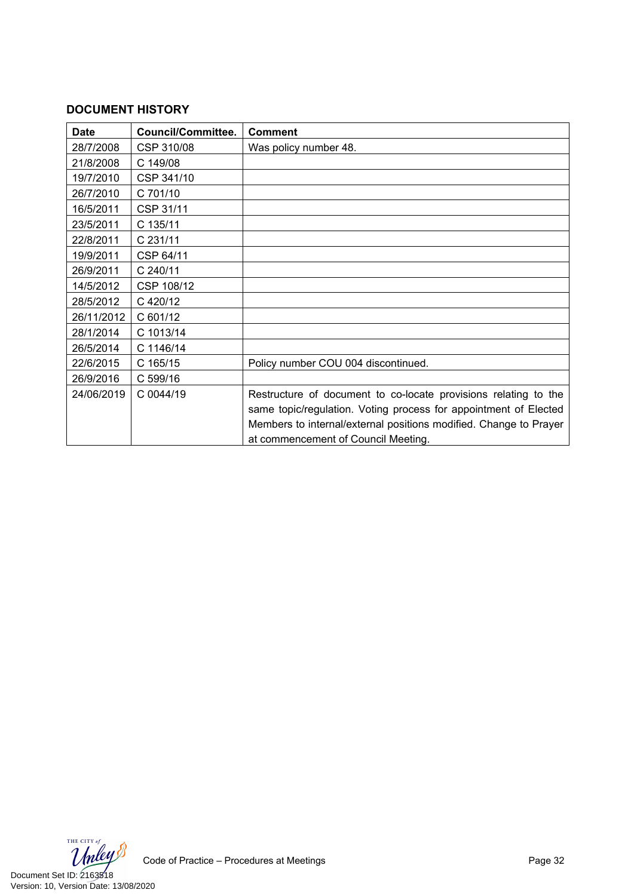**DOCUMENT HISTORY**

| Date | Council/Committee. | Comment |
|---|---|---|
| 28/7/2008 | CSP 310/08 | Was policy number 48. |
| 21/8/2008 | C 149/08 | |
| 19/7/2010 | CSP 341/10 | |
| 26/7/2010 | C 701/10 | |
| 16/5/2011 | CSP 31/11 | |
| 23/5/2011 | C 135/11 | |
| 22/8/2011 | C 231/11 | |
| 19/9/2011 | CSP 64/11 | |
| 26/9/2011 | C 240/11 | |
| 14/5/2012 | CSP 108/12 | |
| 28/5/2012 | C 420/12 | |
| 26/11/2012 | C 601/12 | |
| 28/1/2014 | C 1013/14 | |
| 26/5/2014 | C 1146/14 | |
| 22/6/2015 | C 165/15 | Policy number COU 004 discontinued. |
| 26/9/2016 | C 599/16 | |
| 24/06/2019 | C 0044/19 | Restructure of document to co-locate provisions relating to the same topic/regulation. Voting process for appointment of Elected Members to internal/external positions modified. Change to Prayer at commencement of Council Meeting. |